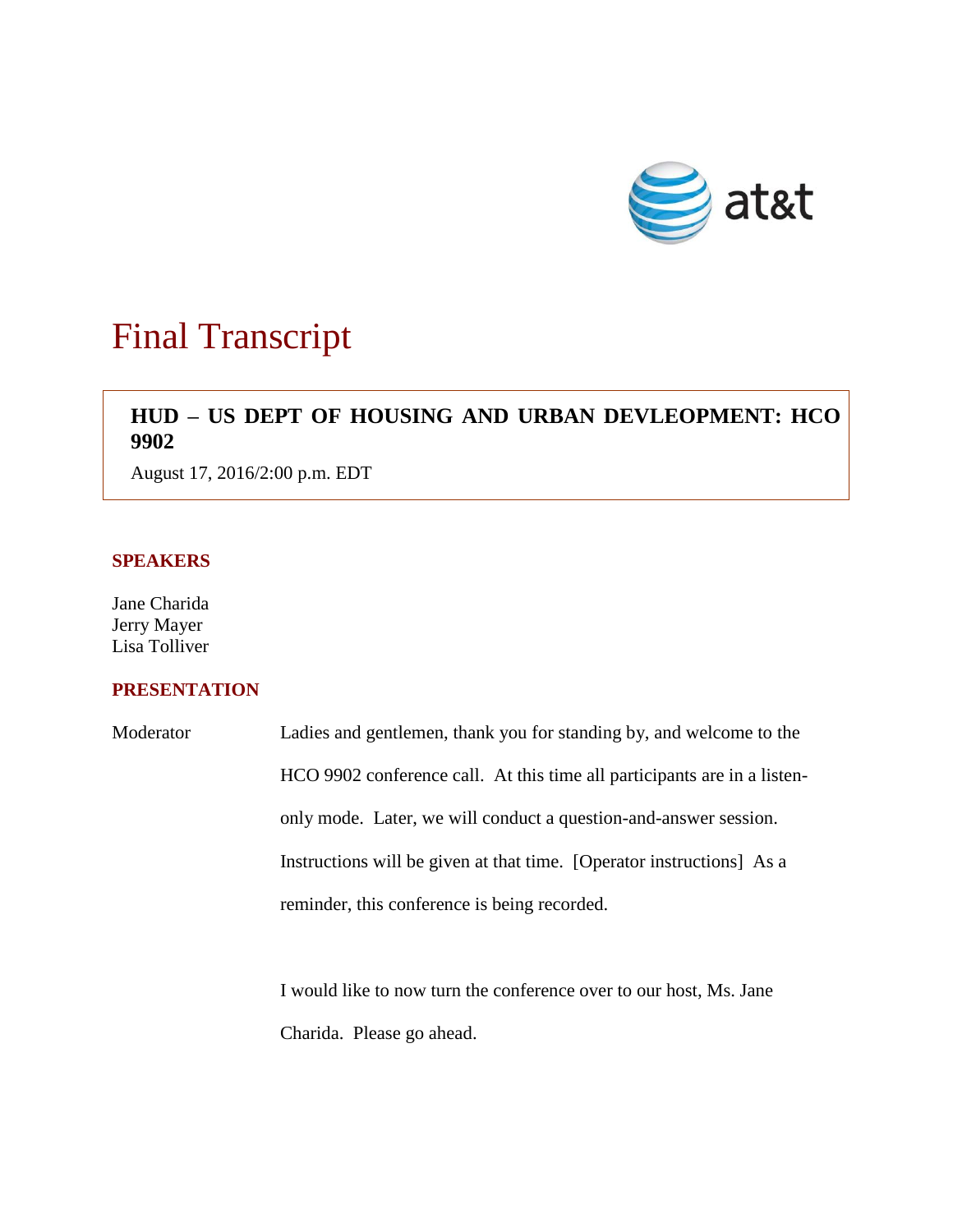# Final Transcript

**HUD – US DEPT OF HOUSING AND URBAN DEVLEOPMENT: HCO 9902**

August 17, 2016/2:00 p.m. EDT

## SPEAKERS

Jane Charida
Jerry Mayer
Lisa Tolliver

## PRESENTATION

Moderator Ladies and gentlemen, thank you for standing by, and welcome to the HCO 9902 conference call. At this time all participants are in a listen-only mode. Later, we will conduct a question-and-answer session. Instructions will be given at that time. [Operator instructions] As a reminder, this conference is being recorded.

I would like to now turn the conference over to our host, Ms. Jane Charida. Please go ahead.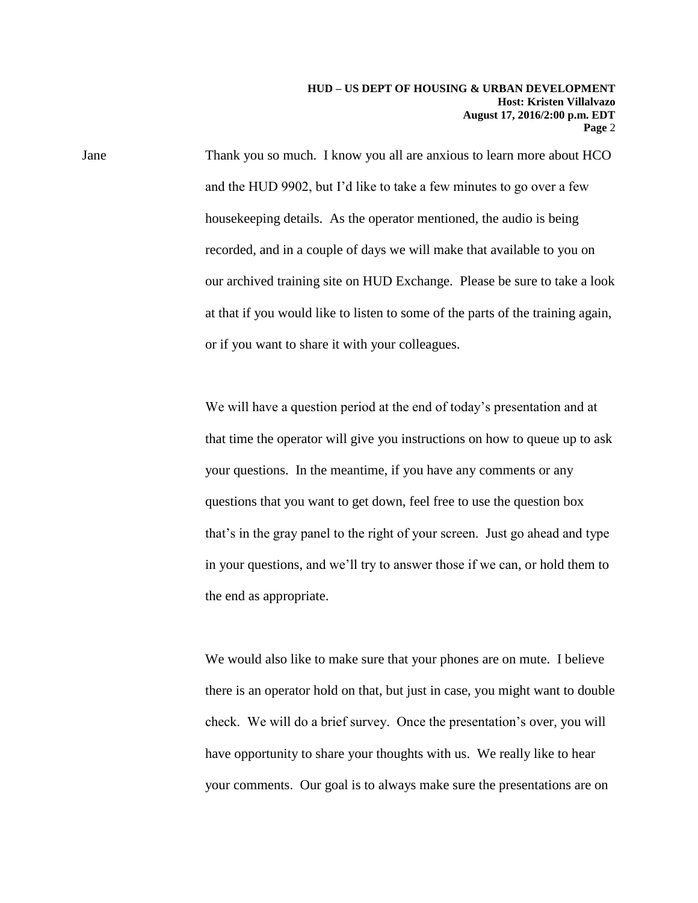Jane Thank you so much. I know you all are anxious to learn more about HCO and the HUD 9902, but I'd like to take a few minutes to go over a few housekeeping details. As the operator mentioned, the audio is being recorded, and in a couple of days we will make that available to you on our archived training site on HUD Exchange. Please be sure to take a look at that if you would like to listen to some of the parts of the training again, or if you want to share it with your colleagues.

We will have a question period at the end of today's presentation and at that time the operator will give you instructions on how to queue up to ask your questions. In the meantime, if you have any comments or any questions that you want to get down, feel free to use the question box that's in the gray panel to the right of your screen. Just go ahead and type in your questions, and we'll try to answer those if we can, or hold them to the end as appropriate.

We would also like to make sure that your phones are on mute. I believe there is an operator hold on that, but just in case, you might want to double check. We will do a brief survey. Once the presentation's over, you will have opportunity to share your thoughts with us. We really like to hear your comments. Our goal is to always make sure the presentations are on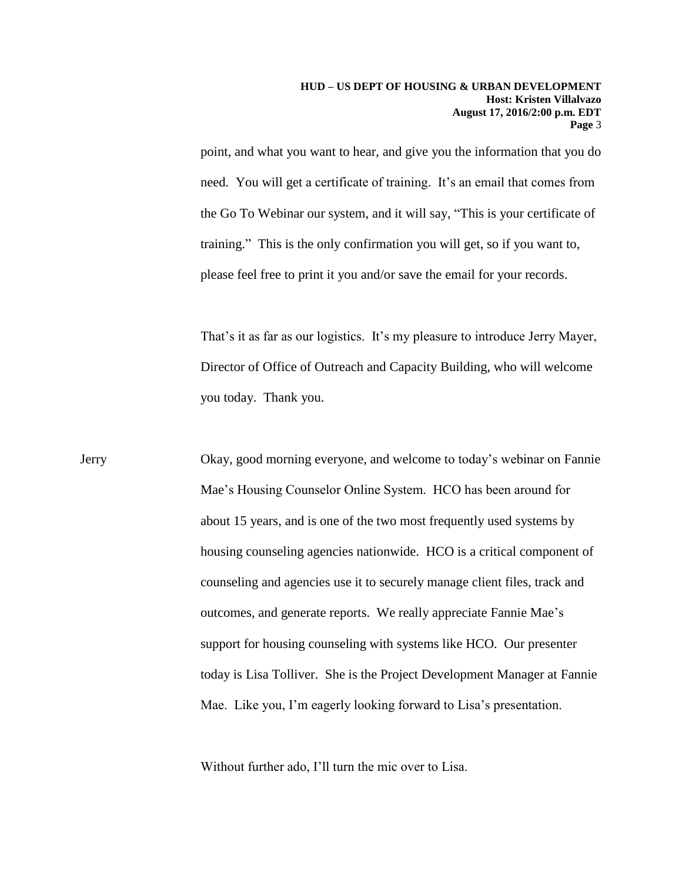point, and what you want to hear, and give you the information that you do need. You will get a certificate of training. It's an email that comes from the Go To Webinar our system, and it will say, "This is your certificate of training." This is the only confirmation you will get, so if you want to, please feel free to print it you and/or save the email for your records.

That's it as far as our logistics. It's my pleasure to introduce Jerry Mayer, Director of Office of Outreach and Capacity Building, who will welcome you today. Thank you.

Jerry Okay, good morning everyone, and welcome to today's webinar on Fannie Mae's Housing Counselor Online System. HCO has been around for about 15 years, and is one of the two most frequently used systems by housing counseling agencies nationwide. HCO is a critical component of counseling and agencies use it to securely manage client files, track and outcomes, and generate reports. We really appreciate Fannie Mae's support for housing counseling with systems like HCO. Our presenter today is Lisa Tolliver. She is the Project Development Manager at Fannie Mae. Like you, I'm eagerly looking forward to Lisa's presentation.

Without further ado, I'll turn the mic over to Lisa.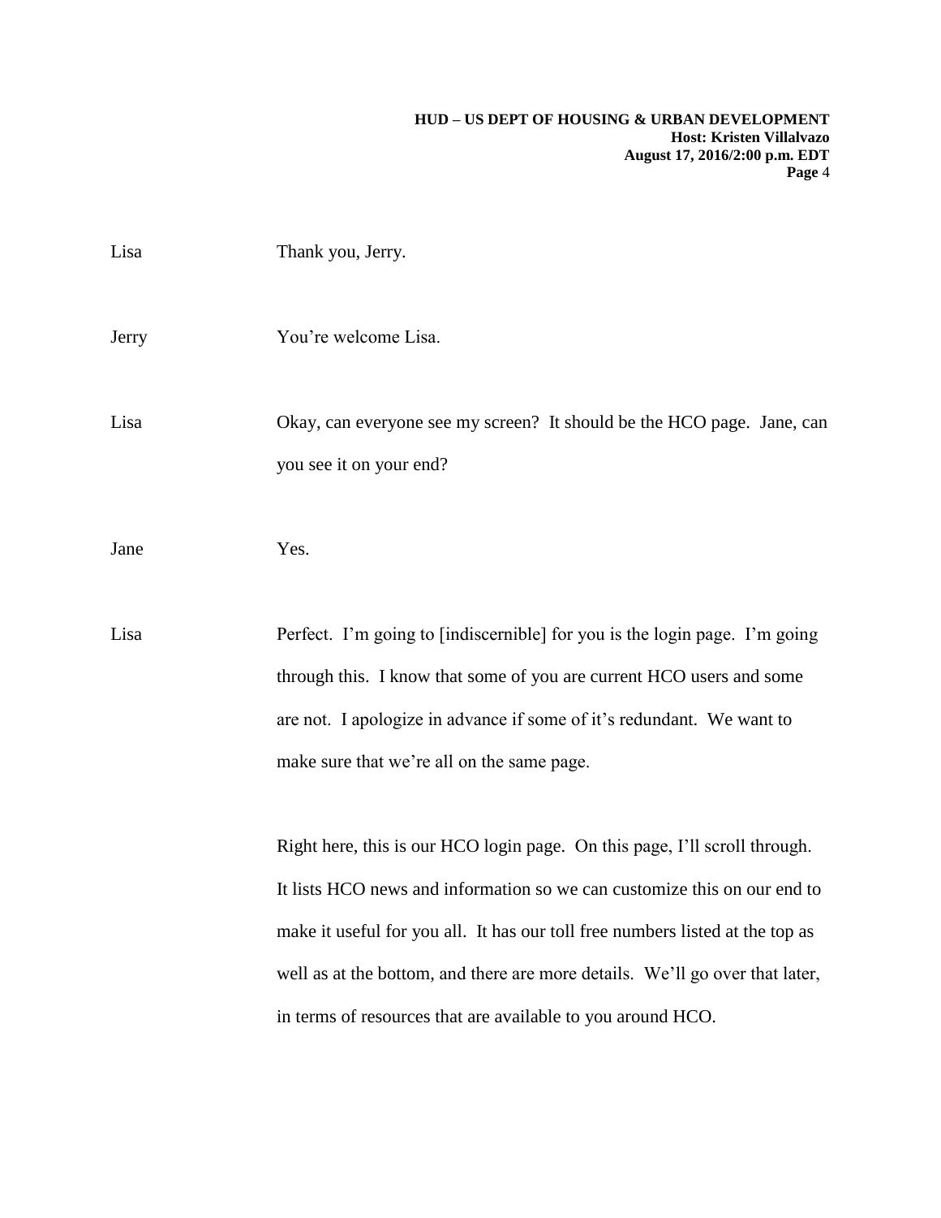Lisa Thank you, Jerry.

Jerry You're welcome Lisa.

Lisa Okay, can everyone see my screen? It should be the HCO page. Jane, can you see it on your end?

Jane Yes.

Lisa Perfect. I'm going to [indiscernible] for you is the login page. I'm going through this. I know that some of you are current HCO users and some are not. I apologize in advance if some of it's redundant. We want to make sure that we're all on the same page.

Right here, this is our HCO login page. On this page, I'll scroll through. It lists HCO news and information so we can customize this on our end to make it useful for you all. It has our toll free numbers listed at the top as well as at the bottom, and there are more details. We'll go over that later, in terms of resources that are available to you around HCO.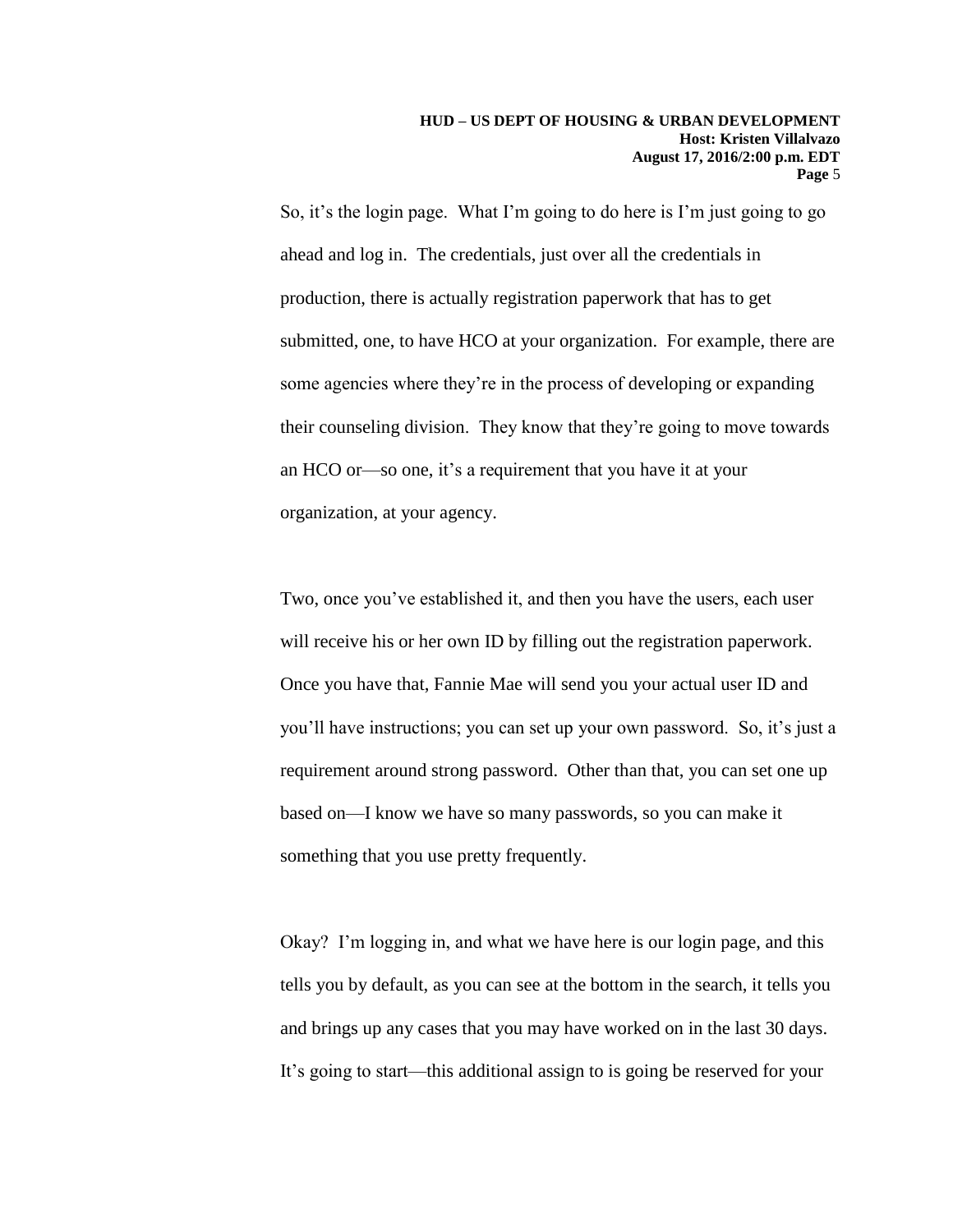So, it's the login page. What I'm going to do here is I'm just going to go ahead and log in. The credentials, just over all the credentials in production, there is actually registration paperwork that has to get submitted, one, to have HCO at your organization. For example, there are some agencies where they're in the process of developing or expanding their counseling division. They know that they're going to move towards an HCO or—so one, it's a requirement that you have it at your organization, at your agency.

Two, once you've established it, and then you have the users, each user will receive his or her own ID by filling out the registration paperwork. Once you have that, Fannie Mae will send you your actual user ID and you'll have instructions; you can set up your own password. So, it's just a requirement around strong password. Other than that, you can set one up based on—I know we have so many passwords, so you can make it something that you use pretty frequently.

Okay? I'm logging in, and what we have here is our login page, and this tells you by default, as you can see at the bottom in the search, it tells you and brings up any cases that you may have worked on in the last 30 days. It's going to start—this additional assign to is going be reserved for your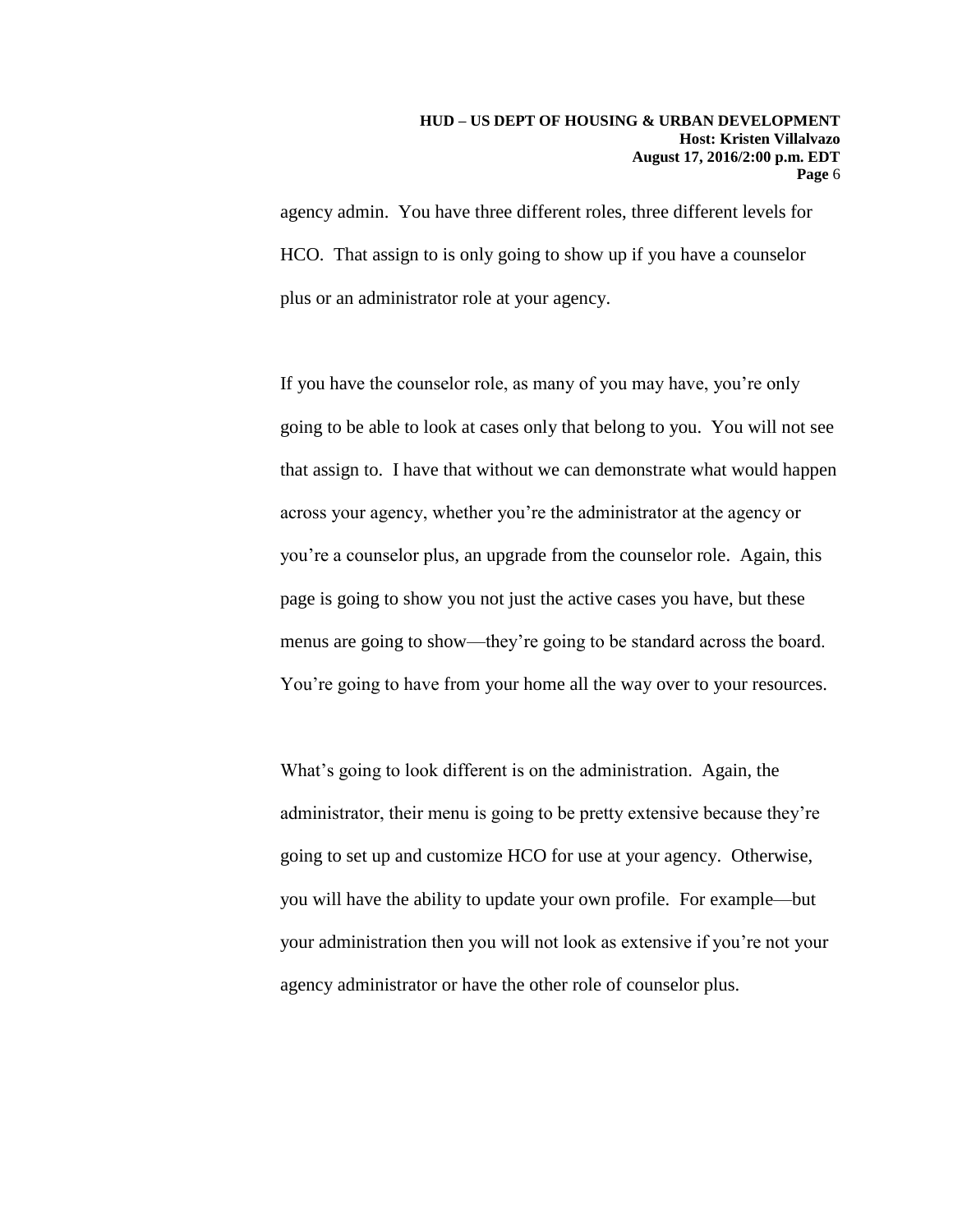agency admin. You have three different roles, three different levels for HCO. That assign to is only going to show up if you have a counselor plus or an administrator role at your agency.

If you have the counselor role, as many of you may have, you're only going to be able to look at cases only that belong to you. You will not see that assign to. I have that without we can demonstrate what would happen across your agency, whether you're the administrator at the agency or you're a counselor plus, an upgrade from the counselor role. Again, this page is going to show you not just the active cases you have, but these menus are going to show—they're going to be standard across the board. You're going to have from your home all the way over to your resources.

What's going to look different is on the administration. Again, the administrator, their menu is going to be pretty extensive because they're going to set up and customize HCO for use at your agency. Otherwise, you will have the ability to update your own profile. For example—but your administration then you will not look as extensive if you're not your agency administrator or have the other role of counselor plus.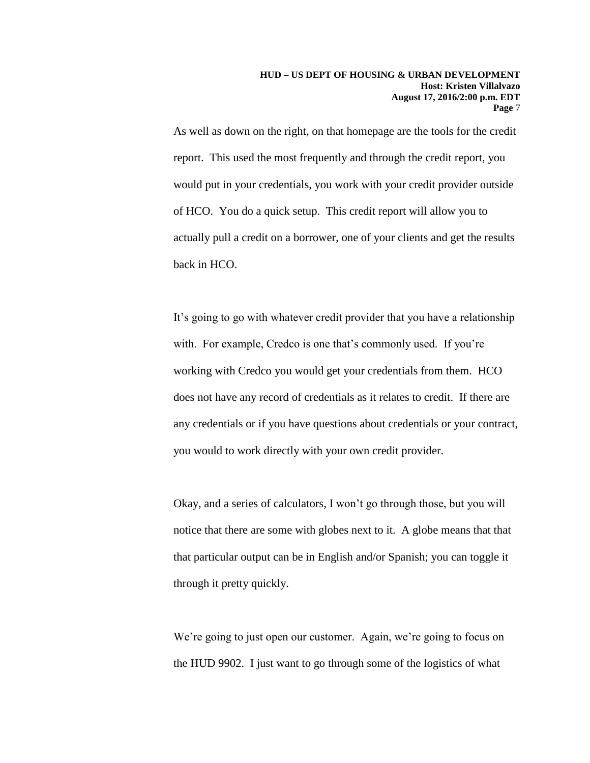As well as down on the right, on that homepage are the tools for the credit report. This used the most frequently and through the credit report, you would put in your credentials, you work with your credit provider outside of HCO. You do a quick setup. This credit report will allow you to actually pull a credit on a borrower, one of your clients and get the results back in HCO.

It's going to go with whatever credit provider that you have a relationship with. For example, Credco is one that's commonly used. If you're working with Credco you would get your credentials from them. HCO does not have any record of credentials as it relates to credit. If there are any credentials or if you have questions about credentials or your contract, you would to work directly with your own credit provider.

Okay, and a series of calculators, I won't go through those, but you will notice that there are some with globes next to it. A globe means that that that particular output can be in English and/or Spanish; you can toggle it through it pretty quickly.

We're going to just open our customer. Again, we're going to focus on the HUD 9902. I just want to go through some of the logistics of what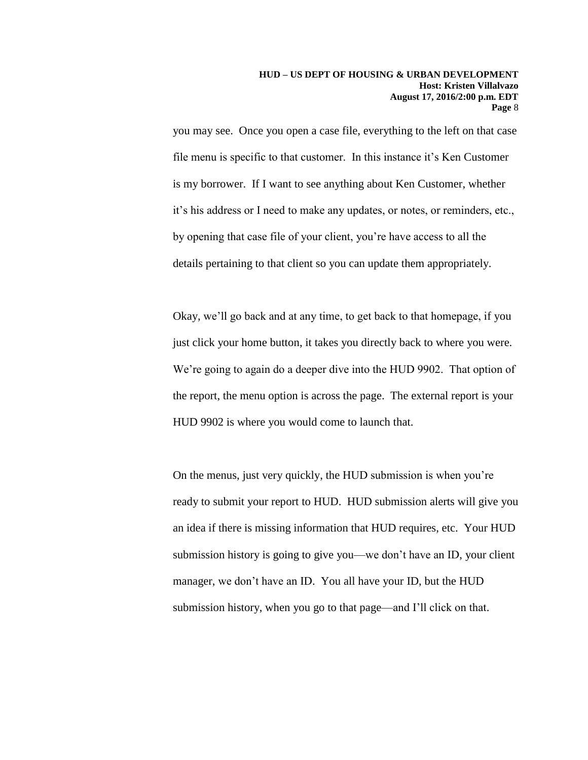you may see. Once you open a case file, everything to the left on that case file menu is specific to that customer. In this instance it's Ken Customer is my borrower. If I want to see anything about Ken Customer, whether it's his address or I need to make any updates, or notes, or reminders, etc., by opening that case file of your client, you're have access to all the details pertaining to that client so you can update them appropriately.

Okay, we'll go back and at any time, to get back to that homepage, if you just click your home button, it takes you directly back to where you were. We're going to again do a deeper dive into the HUD 9902. That option of the report, the menu option is across the page. The external report is your HUD 9902 is where you would come to launch that.

On the menus, just very quickly, the HUD submission is when you're ready to submit your report to HUD. HUD submission alerts will give you an idea if there is missing information that HUD requires, etc. Your HUD submission history is going to give you—we don't have an ID, your client manager, we don't have an ID. You all have your ID, but the HUD submission history, when you go to that page—and I'll click on that.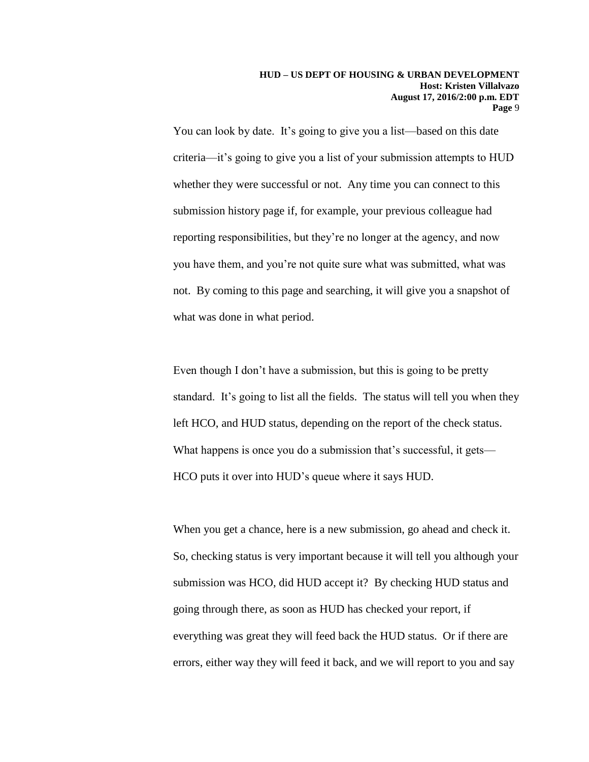You can look by date. It's going to give you a list—based on this date criteria—it's going to give you a list of your submission attempts to HUD whether they were successful or not. Any time you can connect to this submission history page if, for example, your previous colleague had reporting responsibilities, but they're no longer at the agency, and now you have them, and you're not quite sure what was submitted, what was not. By coming to this page and searching, it will give you a snapshot of what was done in what period.

Even though I don't have a submission, but this is going to be pretty standard. It's going to list all the fields. The status will tell you when they left HCO, and HUD status, depending on the report of the check status. What happens is once you do a submission that's successful, it gets—HCO puts it over into HUD's queue where it says HUD.

When you get a chance, here is a new submission, go ahead and check it. So, checking status is very important because it will tell you although your submission was HCO, did HUD accept it? By checking HUD status and going through there, as soon as HUD has checked your report, if everything was great they will feed back the HUD status. Or if there are errors, either way they will feed it back, and we will report to you and say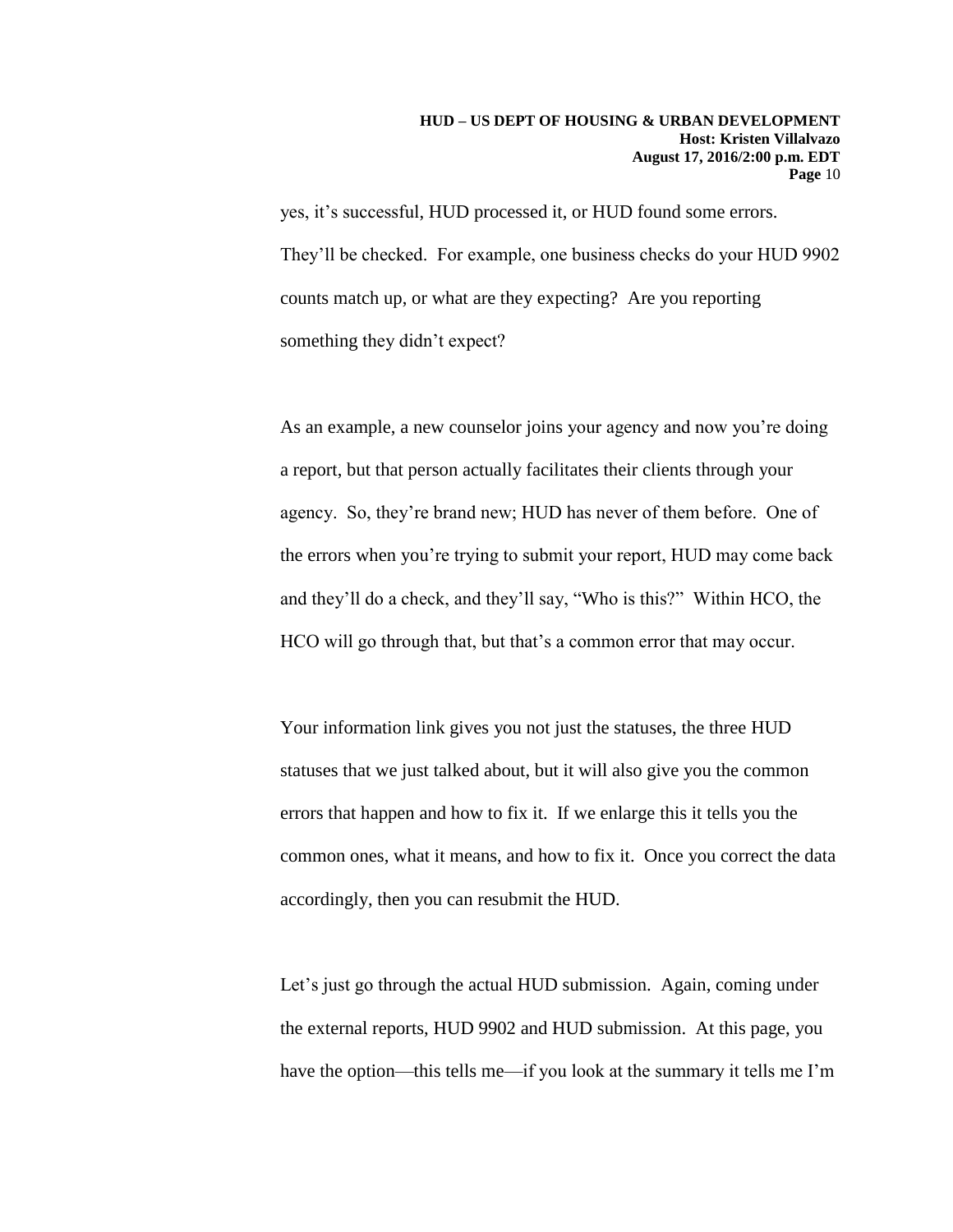yes, it's successful, HUD processed it, or HUD found some errors. They'll be checked. For example, one business checks do your HUD 9902 counts match up, or what are they expecting? Are you reporting something they didn't expect?

As an example, a new counselor joins your agency and now you're doing a report, but that person actually facilitates their clients through your agency. So, they're brand new; HUD has never of them before. One of the errors when you're trying to submit your report, HUD may come back and they'll do a check, and they'll say, "Who is this?" Within HCO, the HCO will go through that, but that's a common error that may occur.

Your information link gives you not just the statuses, the three HUD statuses that we just talked about, but it will also give you the common errors that happen and how to fix it. If we enlarge this it tells you the common ones, what it means, and how to fix it. Once you correct the data accordingly, then you can resubmit the HUD.

Let's just go through the actual HUD submission. Again, coming under the external reports, HUD 9902 and HUD submission. At this page, you have the option—this tells me—if you look at the summary it tells me I'm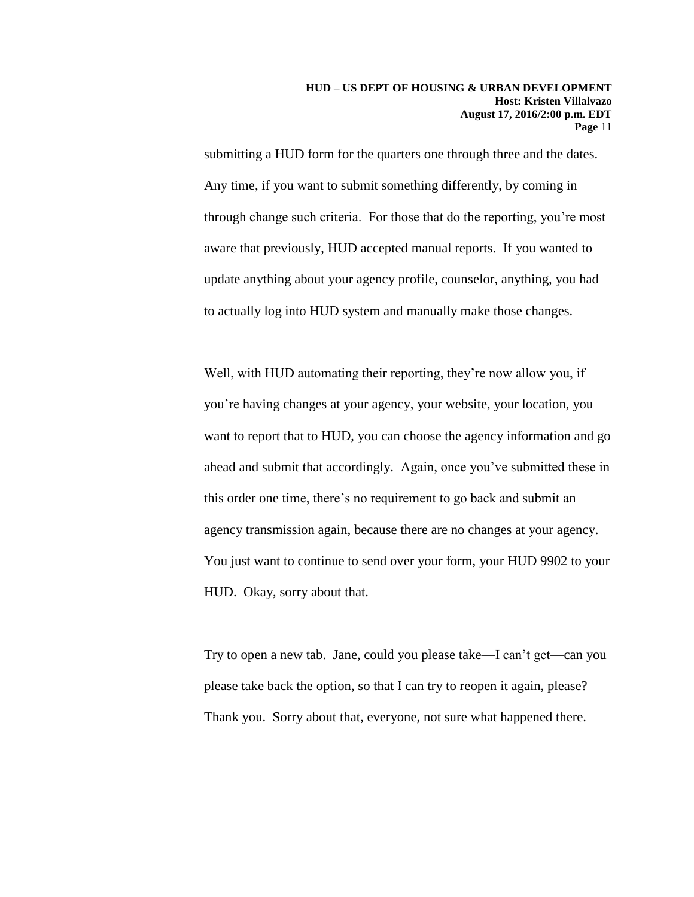submitting a HUD form for the quarters one through three and the dates. Any time, if you want to submit something differently, by coming in through change such criteria. For those that do the reporting, you're most aware that previously, HUD accepted manual reports. If you wanted to update anything about your agency profile, counselor, anything, you had to actually log into HUD system and manually make those changes.

Well, with HUD automating their reporting, they're now allow you, if you're having changes at your agency, your website, your location, you want to report that to HUD, you can choose the agency information and go ahead and submit that accordingly. Again, once you've submitted these in this order one time, there's no requirement to go back and submit an agency transmission again, because there are no changes at your agency. You just want to continue to send over your form, your HUD 9902 to your HUD. Okay, sorry about that.

Try to open a new tab. Jane, could you please take—I can't get—can you please take back the option, so that I can try to reopen it again, please? Thank you. Sorry about that, everyone, not sure what happened there.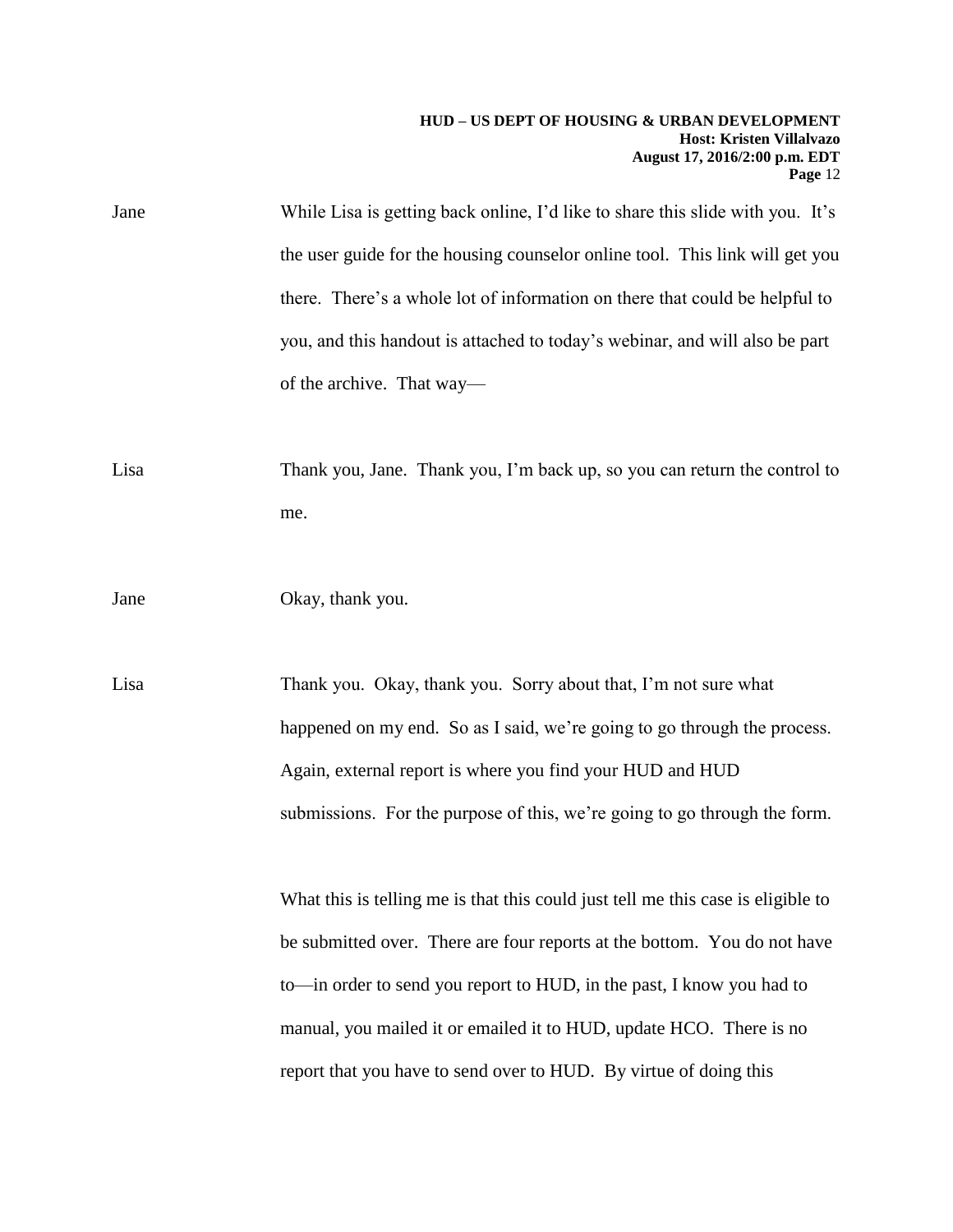Jane While Lisa is getting back online, I'd like to share this slide with you. It's the user guide for the housing counselor online tool. This link will get you there. There's a whole lot of information on there that could be helpful to you, and this handout is attached to today's webinar, and will also be part of the archive. That way—

Lisa Thank you, Jane. Thank you, I'm back up, so you can return the control to me.

Jane Okay, thank you.

Lisa Thank you. Okay, thank you. Sorry about that, I'm not sure what happened on my end. So as I said, we're going to go through the process. Again, external report is where you find your HUD and HUD submissions. For the purpose of this, we're going to go through the form.

What this is telling me is that this could just tell me this case is eligible to be submitted over. There are four reports at the bottom. You do not have to—in order to send you report to HUD, in the past, I know you had to manual, you mailed it or emailed it to HUD, update HCO. There is no report that you have to send over to HUD. By virtue of doing this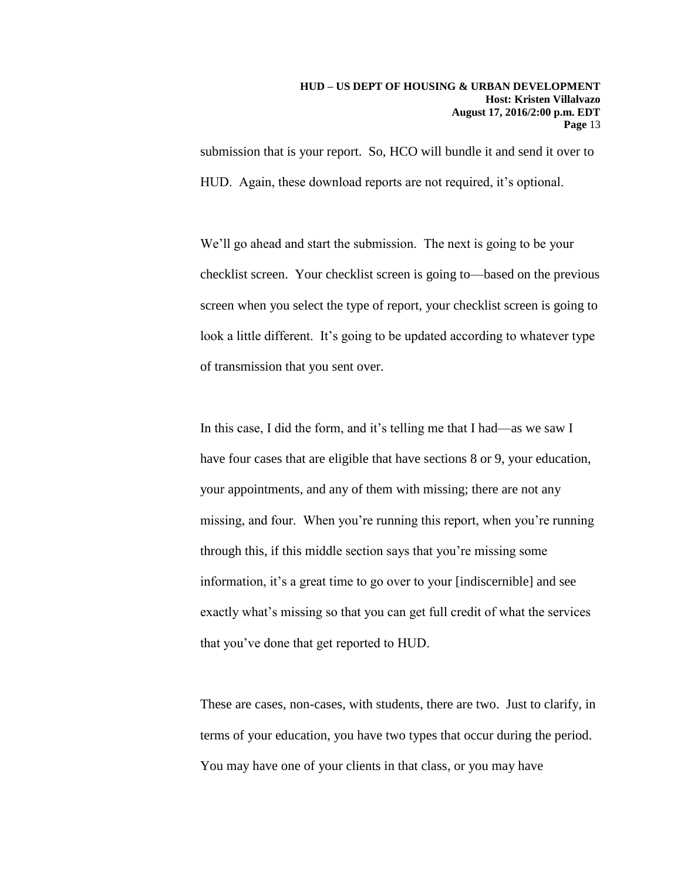submission that is your report. So, HCO will bundle it and send it over to HUD. Again, these download reports are not required, it's optional.

We'll go ahead and start the submission. The next is going to be your checklist screen. Your checklist screen is going to—based on the previous screen when you select the type of report, your checklist screen is going to look a little different. It's going to be updated according to whatever type of transmission that you sent over.

In this case, I did the form, and it's telling me that I had—as we saw I have four cases that are eligible that have sections 8 or 9, your education, your appointments, and any of them with missing; there are not any missing, and four. When you're running this report, when you're running through this, if this middle section says that you're missing some information, it's a great time to go over to your [indiscernible] and see exactly what's missing so that you can get full credit of what the services that you've done that get reported to HUD.

These are cases, non-cases, with students, there are two. Just to clarify, in terms of your education, you have two types that occur during the period. You may have one of your clients in that class, or you may have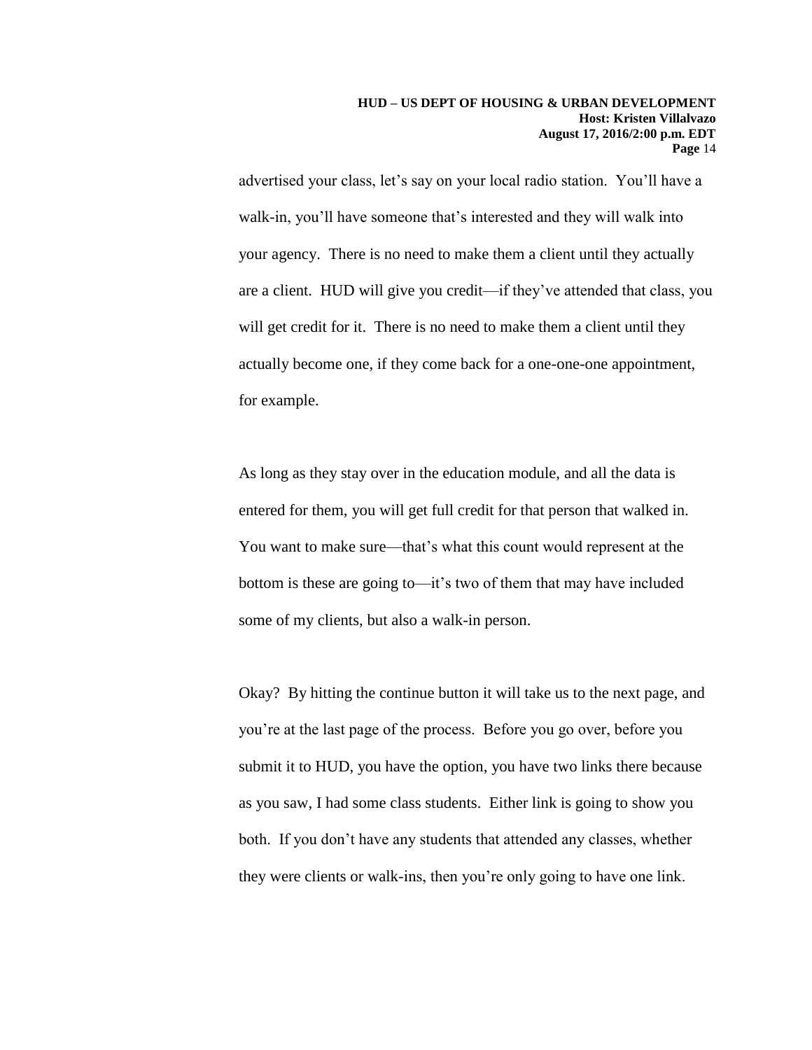advertised your class, let's say on your local radio station. You'll have a walk-in, you'll have someone that's interested and they will walk into your agency. There is no need to make them a client until they actually are a client. HUD will give you credit—if they've attended that class, you will get credit for it. There is no need to make them a client until they actually become one, if they come back for a one-one-one appointment, for example.

As long as they stay over in the education module, and all the data is entered for them, you will get full credit for that person that walked in. You want to make sure—that's what this count would represent at the bottom is these are going to—it's two of them that may have included some of my clients, but also a walk-in person.

Okay? By hitting the continue button it will take us to the next page, and you're at the last page of the process. Before you go over, before you submit it to HUD, you have the option, you have two links there because as you saw, I had some class students. Either link is going to show you both. If you don't have any students that attended any classes, whether they were clients or walk-ins, then you're only going to have one link.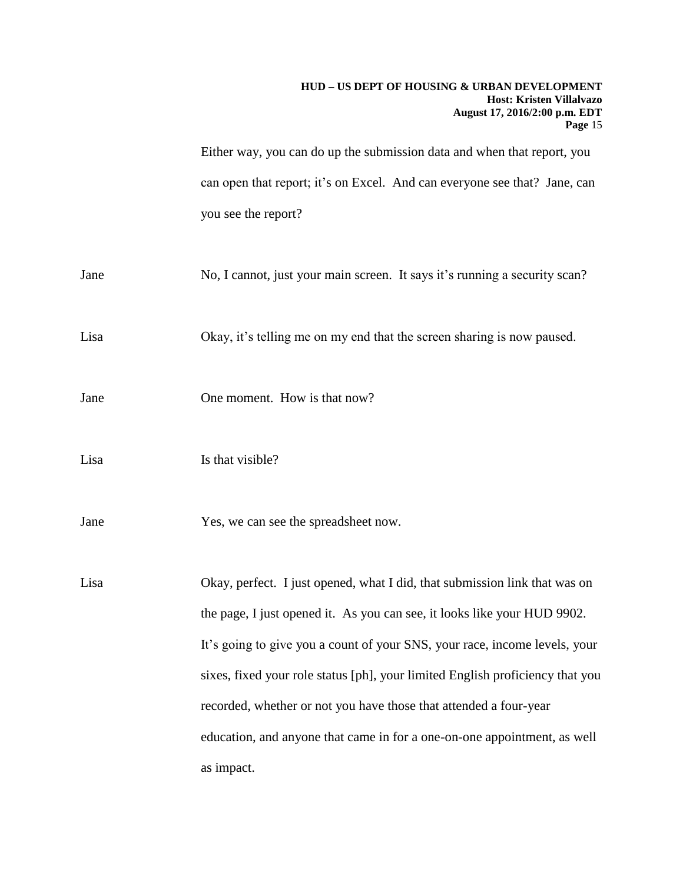Either way, you can do up the submission data and when that report, you can open that report; it's on Excel. And can everyone see that? Jane, can you see the report?

Jane — No, I cannot, just your main screen. It says it's running a security scan?

Lisa — Okay, it's telling me on my end that the screen sharing is now paused.

Jane — One moment. How is that now?

Lisa — Is that visible?

Jane — Yes, we can see the spreadsheet now.

Lisa — Okay, perfect. I just opened, what I did, that submission link that was on the page, I just opened it. As you can see, it looks like your HUD 9902. It's going to give you a count of your SNS, your race, income levels, your sixes, fixed your role status [ph], your limited English proficiency that you recorded, whether or not you have those that attended a four-year education, and anyone that came in for a one-on-one appointment, as well as impact.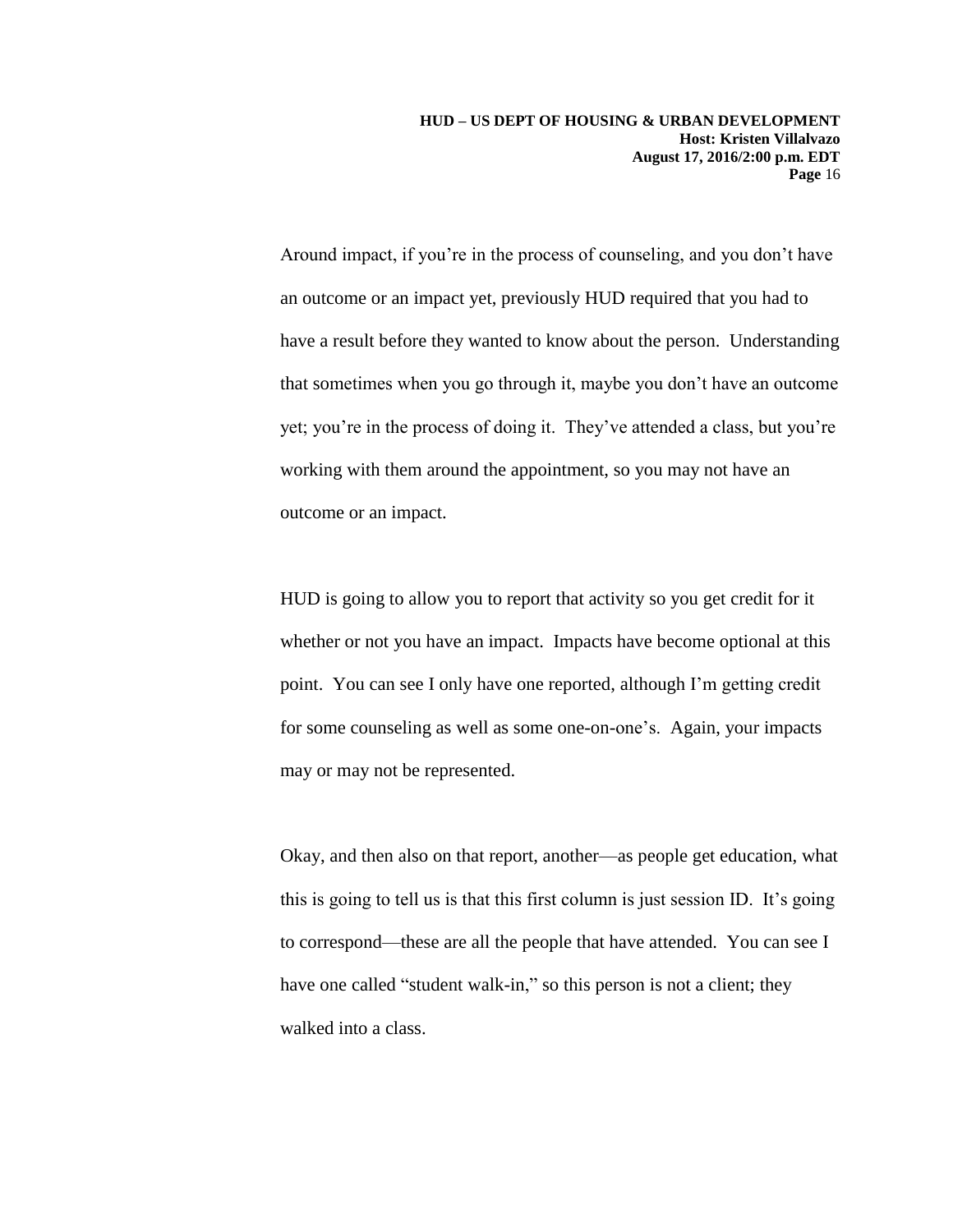Around impact, if you're in the process of counseling, and you don't have an outcome or an impact yet, previously HUD required that you had to have a result before they wanted to know about the person. Understanding that sometimes when you go through it, maybe you don't have an outcome yet; you're in the process of doing it. They've attended a class, but you're working with them around the appointment, so you may not have an outcome or an impact.

HUD is going to allow you to report that activity so you get credit for it whether or not you have an impact. Impacts have become optional at this point. You can see I only have one reported, although I'm getting credit for some counseling as well as some one-on-one's. Again, your impacts may or may not be represented.

Okay, and then also on that report, another—as people get education, what this is going to tell us is that this first column is just session ID. It's going to correspond—these are all the people that have attended. You can see I have one called "student walk-in," so this person is not a client; they walked into a class.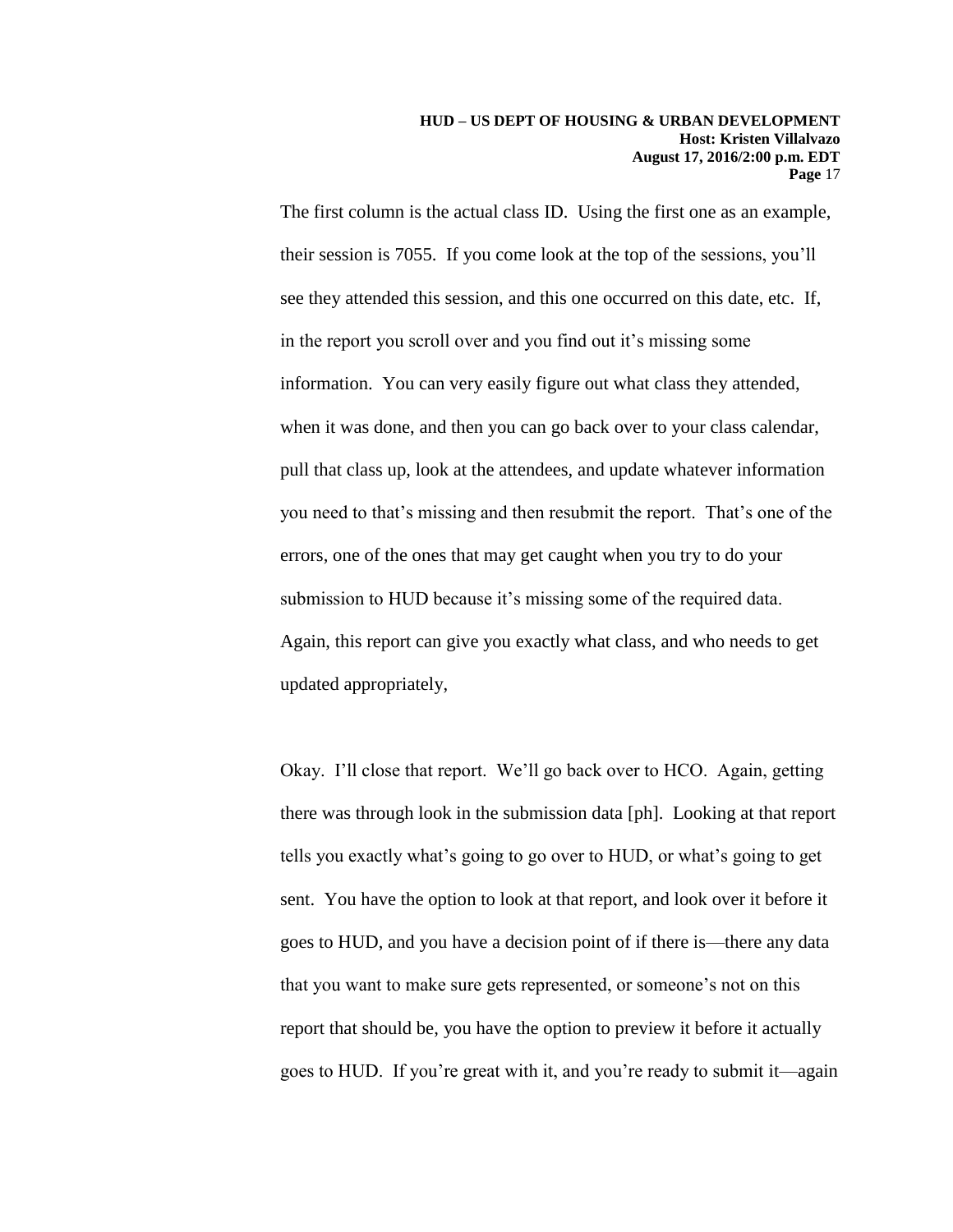The first column is the actual class ID. Using the first one as an example, their session is 7055. If you come look at the top of the sessions, you'll see they attended this session, and this one occurred on this date, etc. If, in the report you scroll over and you find out it's missing some information. You can very easily figure out what class they attended, when it was done, and then you can go back over to your class calendar, pull that class up, look at the attendees, and update whatever information you need to that's missing and then resubmit the report. That's one of the errors, one of the ones that may get caught when you try to do your submission to HUD because it's missing some of the required data. Again, this report can give you exactly what class, and who needs to get updated appropriately,

Okay. I'll close that report. We'll go back over to HCO. Again, getting there was through look in the submission data [ph]. Looking at that report tells you exactly what's going to go over to HUD, or what's going to get sent. You have the option to look at that report, and look over it before it goes to HUD, and you have a decision point of if there is—there any data that you want to make sure gets represented, or someone's not on this report that should be, you have the option to preview it before it actually goes to HUD. If you're great with it, and you're ready to submit it—again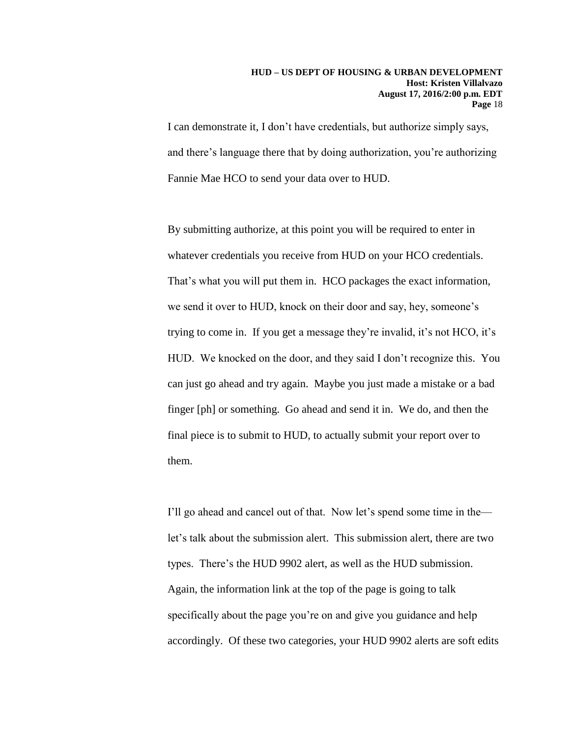I can demonstrate it, I don't have credentials, but authorize simply says, and there's language there that by doing authorization, you're authorizing Fannie Mae HCO to send your data over to HUD.

By submitting authorize, at this point you will be required to enter in whatever credentials you receive from HUD on your HCO credentials. That's what you will put them in. HCO packages the exact information, we send it over to HUD, knock on their door and say, hey, someone's trying to come in. If you get a message they're invalid, it's not HCO, it's HUD. We knocked on the door, and they said I don't recognize this. You can just go ahead and try again. Maybe you just made a mistake or a bad finger [ph] or something. Go ahead and send it in. We do, and then the final piece is to submit to HUD, to actually submit your report over to them.

I'll go ahead and cancel out of that. Now let's spend some time in the—let's talk about the submission alert. This submission alert, there are two types. There's the HUD 9902 alert, as well as the HUD submission. Again, the information link at the top of the page is going to talk specifically about the page you're on and give you guidance and help accordingly. Of these two categories, your HUD 9902 alerts are soft edits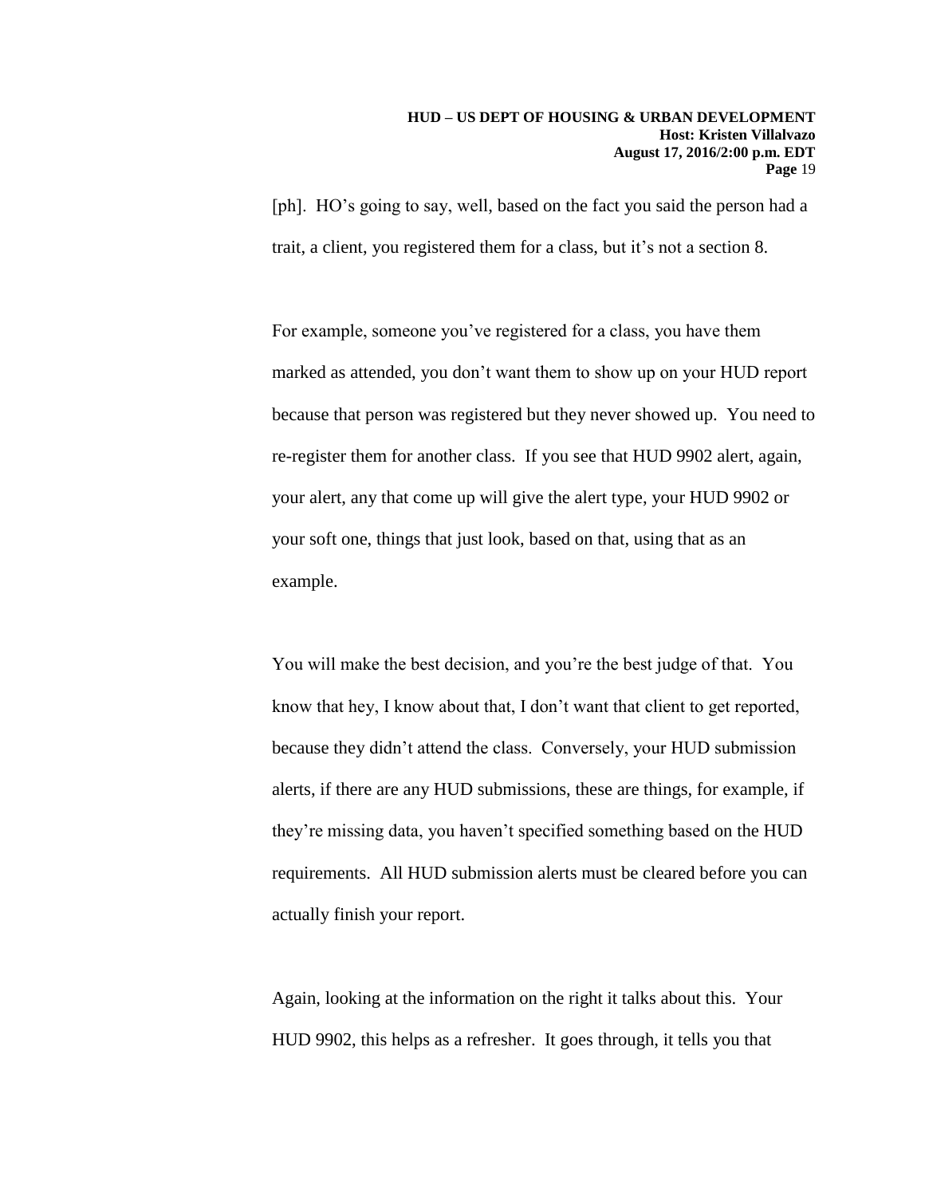[ph]. HO's going to say, well, based on the fact you said the person had a trait, a client, you registered them for a class, but it's not a section 8.

For example, someone you've registered for a class, you have them marked as attended, you don't want them to show up on your HUD report because that person was registered but they never showed up. You need to re-register them for another class. If you see that HUD 9902 alert, again, your alert, any that come up will give the alert type, your HUD 9902 or your soft one, things that just look, based on that, using that as an example.

You will make the best decision, and you're the best judge of that. You know that hey, I know about that, I don't want that client to get reported, because they didn't attend the class. Conversely, your HUD submission alerts, if there are any HUD submissions, these are things, for example, if they're missing data, you haven't specified something based on the HUD requirements. All HUD submission alerts must be cleared before you can actually finish your report.

Again, looking at the information on the right it talks about this. Your HUD 9902, this helps as a refresher. It goes through, it tells you that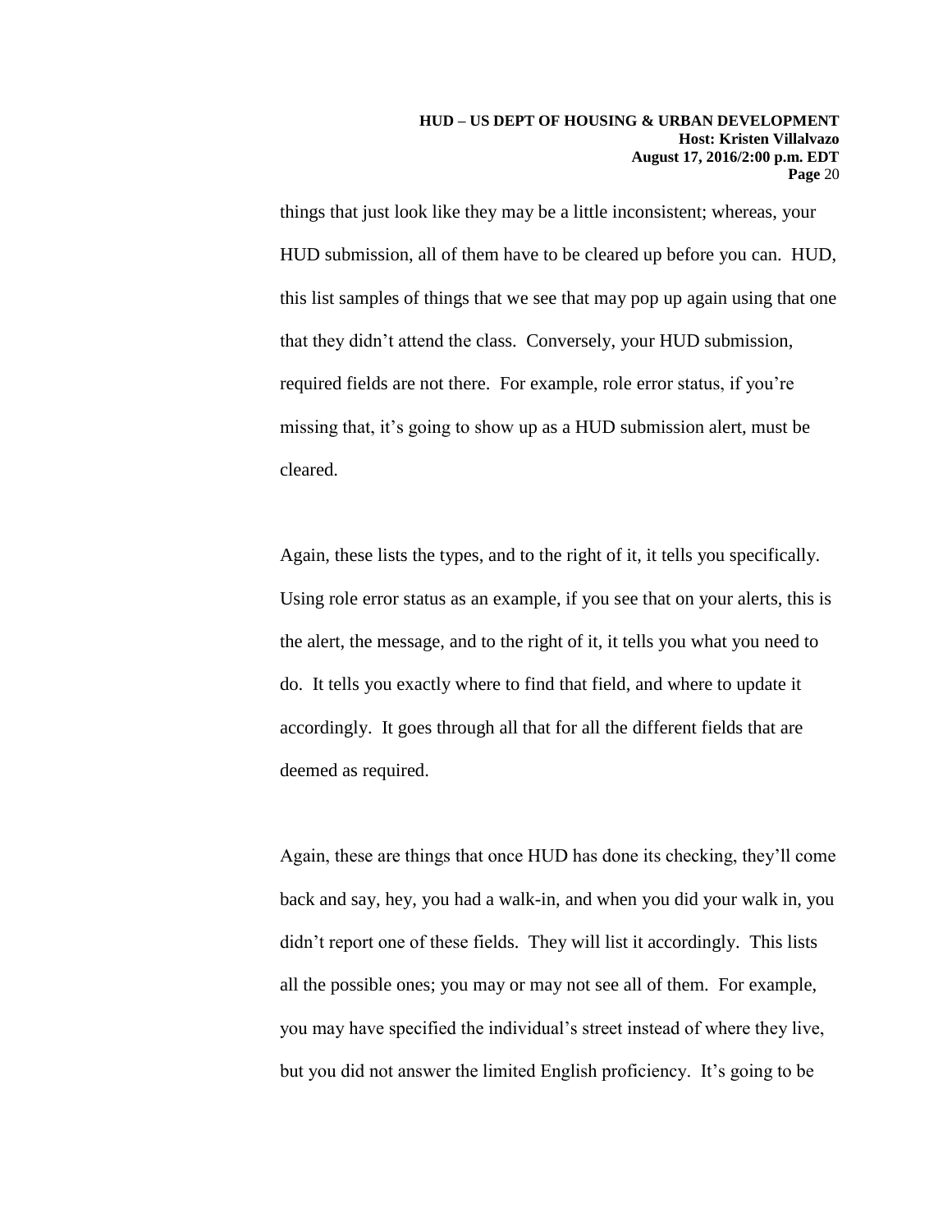things that just look like they may be a little inconsistent; whereas, your HUD submission, all of them have to be cleared up before you can. HUD, this list samples of things that we see that may pop up again using that one that they didn't attend the class. Conversely, your HUD submission, required fields are not there. For example, role error status, if you're missing that, it's going to show up as a HUD submission alert, must be cleared.

Again, these lists the types, and to the right of it, it tells you specifically. Using role error status as an example, if you see that on your alerts, this is the alert, the message, and to the right of it, it tells you what you need to do. It tells you exactly where to find that field, and where to update it accordingly. It goes through all that for all the different fields that are deemed as required.

Again, these are things that once HUD has done its checking, they'll come back and say, hey, you had a walk-in, and when you did your walk in, you didn't report one of these fields. They will list it accordingly. This lists all the possible ones; you may or may not see all of them. For example, you may have specified the individual's street instead of where they live, but you did not answer the limited English proficiency. It's going to be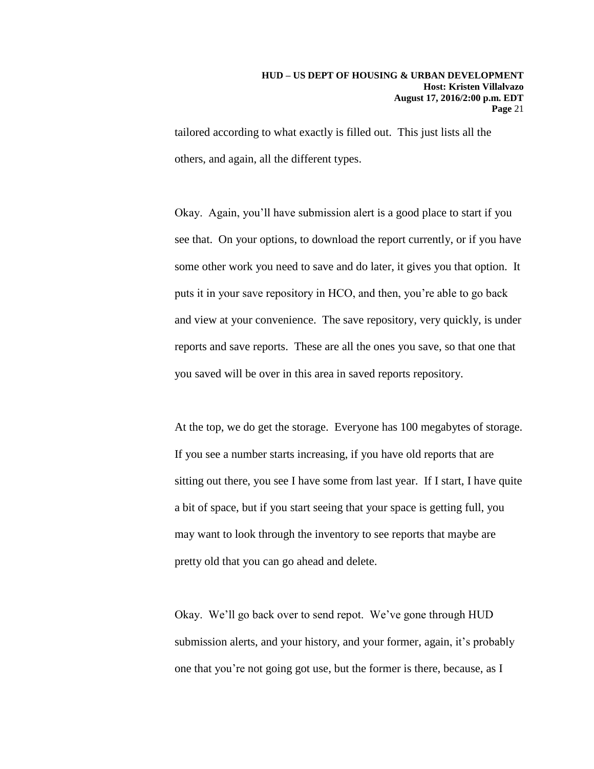tailored according to what exactly is filled out. This just lists all the others, and again, all the different types.

Okay. Again, you'll have submission alert is a good place to start if you see that. On your options, to download the report currently, or if you have some other work you need to save and do later, it gives you that option. It puts it in your save repository in HCO, and then, you're able to go back and view at your convenience. The save repository, very quickly, is under reports and save reports. These are all the ones you save, so that one that you saved will be over in this area in saved reports repository.

At the top, we do get the storage. Everyone has 100 megabytes of storage. If you see a number starts increasing, if you have old reports that are sitting out there, you see I have some from last year. If I start, I have quite a bit of space, but if you start seeing that your space is getting full, you may want to look through the inventory to see reports that maybe are pretty old that you can go ahead and delete.

Okay. We'll go back over to send repot. We've gone through HUD submission alerts, and your history, and your former, again, it's probably one that you're not going got use, but the former is there, because, as I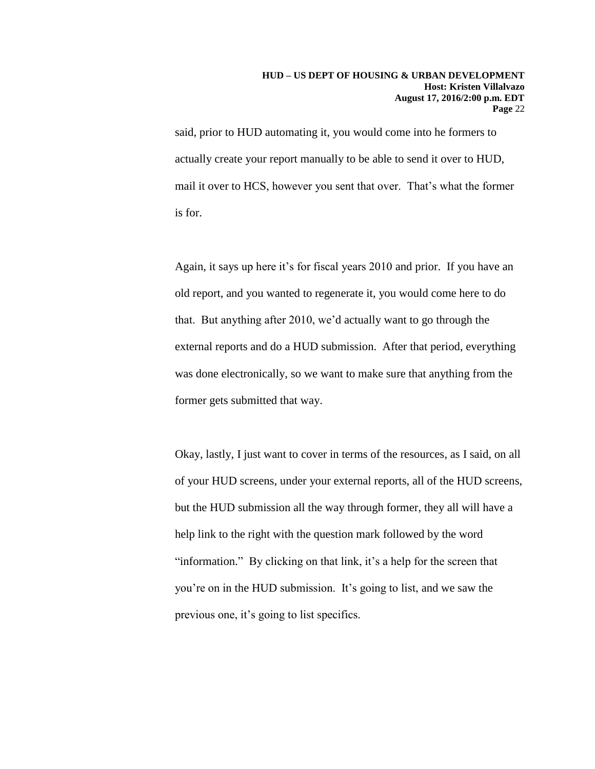said, prior to HUD automating it, you would come into he formers to actually create your report manually to be able to send it over to HUD, mail it over to HCS, however you sent that over. That's what the former is for.

Again, it says up here it's for fiscal years 2010 and prior. If you have an old report, and you wanted to regenerate it, you would come here to do that. But anything after 2010, we'd actually want to go through the external reports and do a HUD submission. After that period, everything was done electronically, so we want to make sure that anything from the former gets submitted that way.

Okay, lastly, I just want to cover in terms of the resources, as I said, on all of your HUD screens, under your external reports, all of the HUD screens, but the HUD submission all the way through former, they all will have a help link to the right with the question mark followed by the word "information." By clicking on that link, it's a help for the screen that you're on in the HUD submission. It's going to list, and we saw the previous one, it's going to list specifics.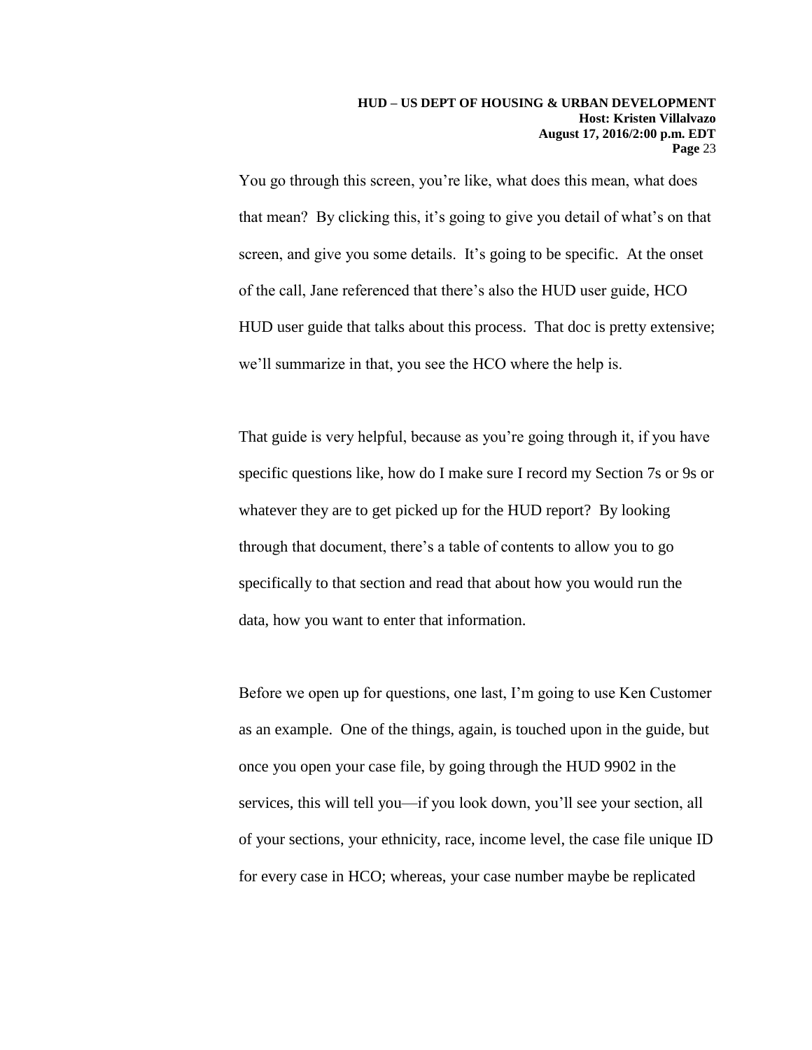You go through this screen, you're like, what does this mean, what does that mean? By clicking this, it's going to give you detail of what's on that screen, and give you some details. It's going to be specific. At the onset of the call, Jane referenced that there's also the HUD user guide, HCO HUD user guide that talks about this process. That doc is pretty extensive; we'll summarize in that, you see the HCO where the help is.

That guide is very helpful, because as you're going through it, if you have specific questions like, how do I make sure I record my Section 7s or 9s or whatever they are to get picked up for the HUD report? By looking through that document, there's a table of contents to allow you to go specifically to that section and read that about how you would run the data, how you want to enter that information.

Before we open up for questions, one last, I'm going to use Ken Customer as an example. One of the things, again, is touched upon in the guide, but once you open your case file, by going through the HUD 9902 in the services, this will tell you—if you look down, you'll see your section, all of your sections, your ethnicity, race, income level, the case file unique ID for every case in HCO; whereas, your case number maybe be replicated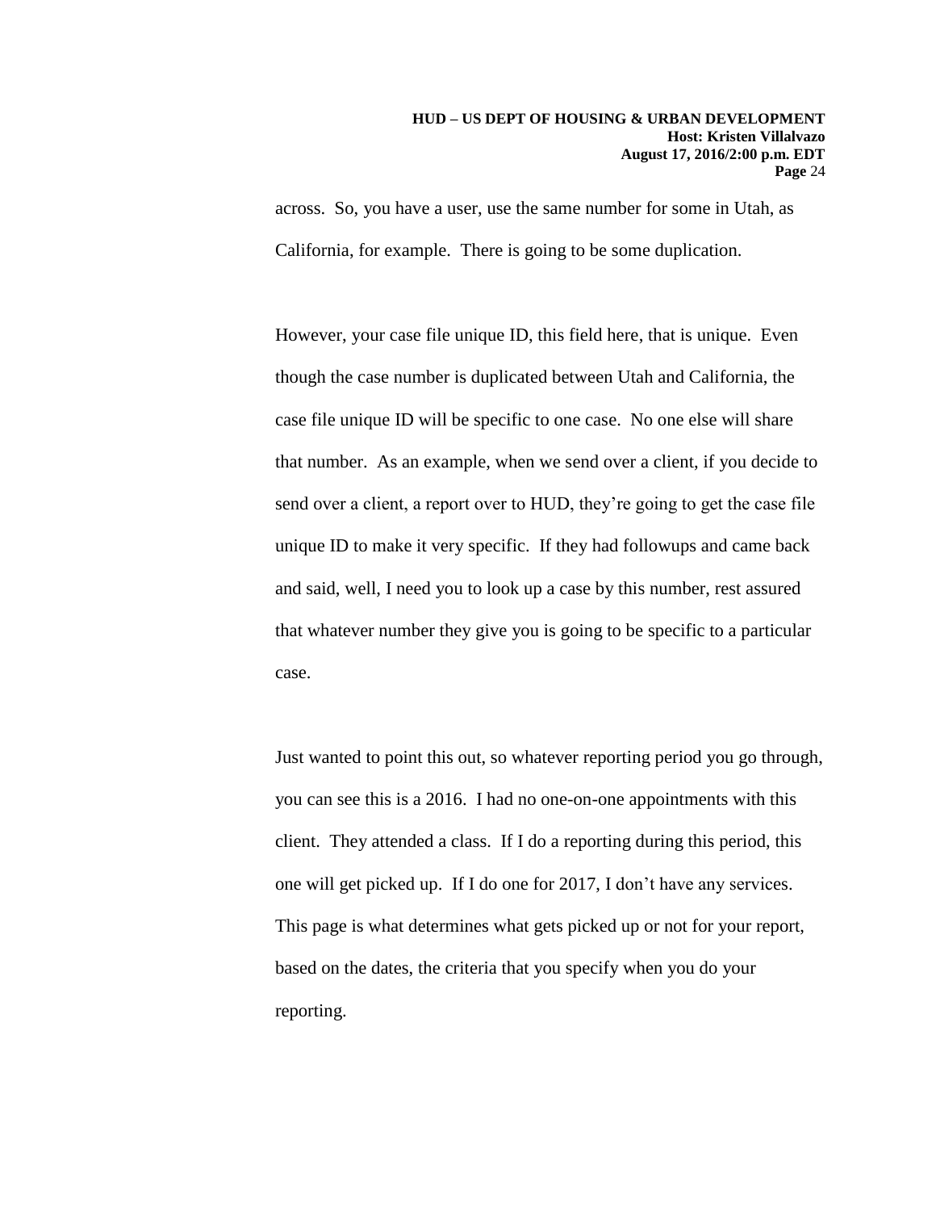across. So, you have a user, use the same number for some in Utah, as California, for example. There is going to be some duplication.

However, your case file unique ID, this field here, that is unique. Even though the case number is duplicated between Utah and California, the case file unique ID will be specific to one case. No one else will share that number. As an example, when we send over a client, if you decide to send over a client, a report over to HUD, they're going to get the case file unique ID to make it very specific. If they had followups and came back and said, well, I need you to look up a case by this number, rest assured that whatever number they give you is going to be specific to a particular case.

Just wanted to point this out, so whatever reporting period you go through, you can see this is a 2016. I had no one-on-one appointments with this client. They attended a class. If I do a reporting during this period, this one will get picked up. If I do one for 2017, I don't have any services. This page is what determines what gets picked up or not for your report, based on the dates, the criteria that you specify when you do your reporting.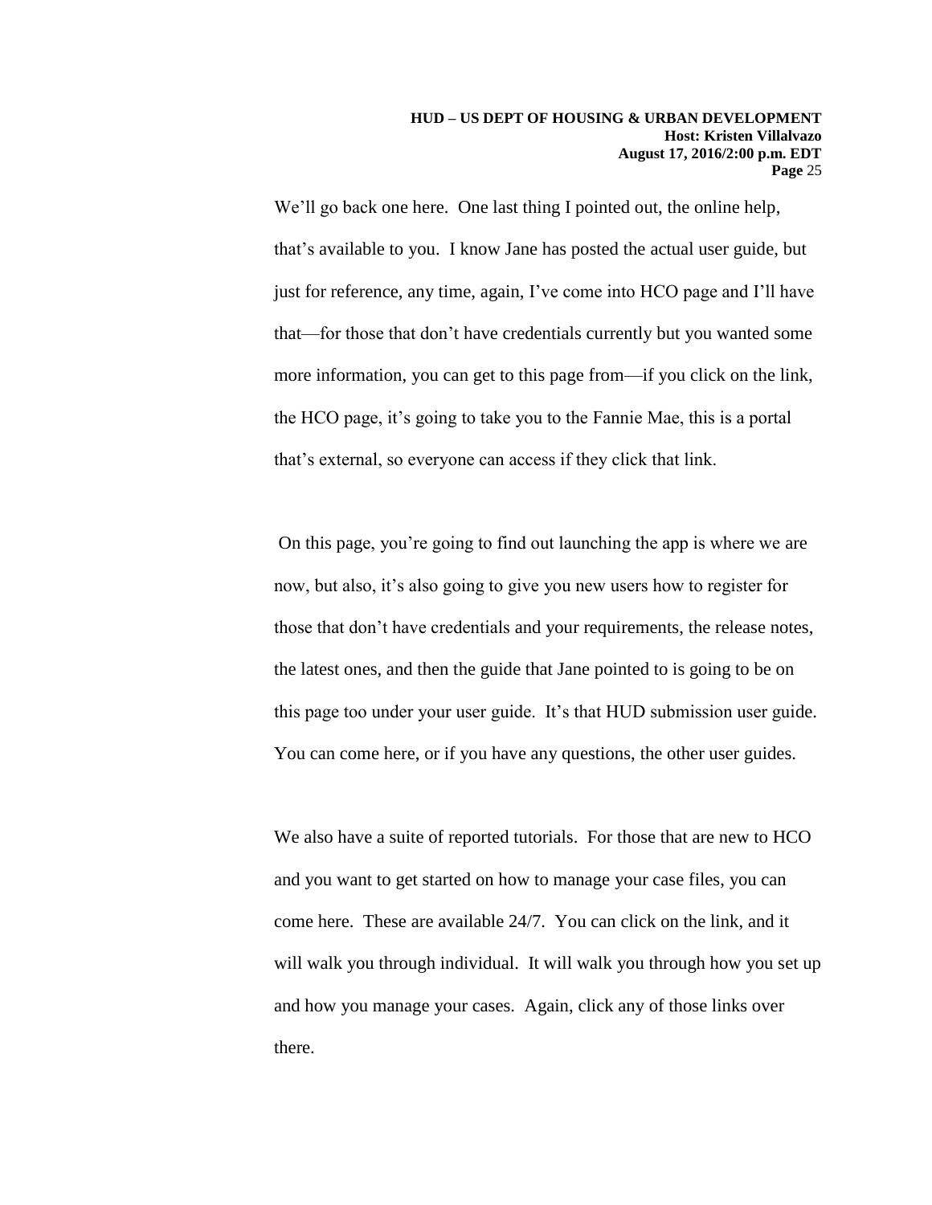We'll go back one here. One last thing I pointed out, the online help, that's available to you. I know Jane has posted the actual user guide, but just for reference, any time, again, I've come into HCO page and I'll have that—for those that don't have credentials currently but you wanted some more information, you can get to this page from—if you click on the link, the HCO page, it's going to take you to the Fannie Mae, this is a portal that's external, so everyone can access if they click that link.

On this page, you're going to find out launching the app is where we are now, but also, it's also going to give you new users how to register for those that don't have credentials and your requirements, the release notes, the latest ones, and then the guide that Jane pointed to is going to be on this page too under your user guide. It's that HUD submission user guide. You can come here, or if you have any questions, the other user guides.

We also have a suite of reported tutorials. For those that are new to HCO and you want to get started on how to manage your case files, you can come here. These are available 24/7. You can click on the link, and it will walk you through individual. It will walk you through how you set up and how you manage your cases. Again, click any of those links over there.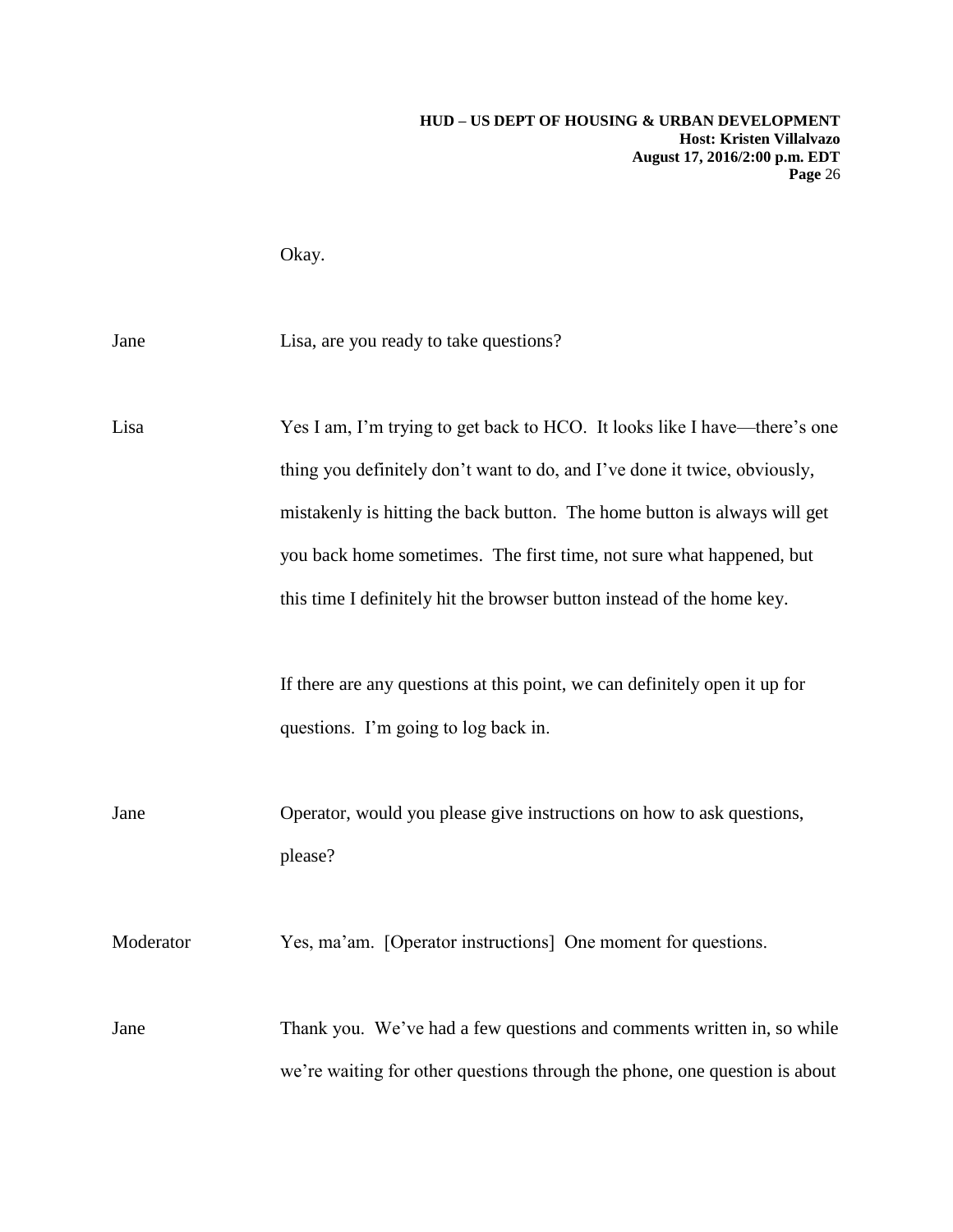Okay.

Jane: Lisa, are you ready to take questions?

Lisa: Yes I am, I'm trying to get back to HCO. It looks like I have—there's one thing you definitely don't want to do, and I've done it twice, obviously, mistakenly is hitting the back button. The home button is always will get you back home sometimes. The first time, not sure what happened, but this time I definitely hit the browser button instead of the home key.

If there are any questions at this point, we can definitely open it up for questions. I'm going to log back in.

Jane: Operator, would you please give instructions on how to ask questions, please?

Moderator: Yes, ma'am. [Operator instructions] One moment for questions.

Jane: Thank you. We've had a few questions and comments written in, so while we're waiting for other questions through the phone, one question is about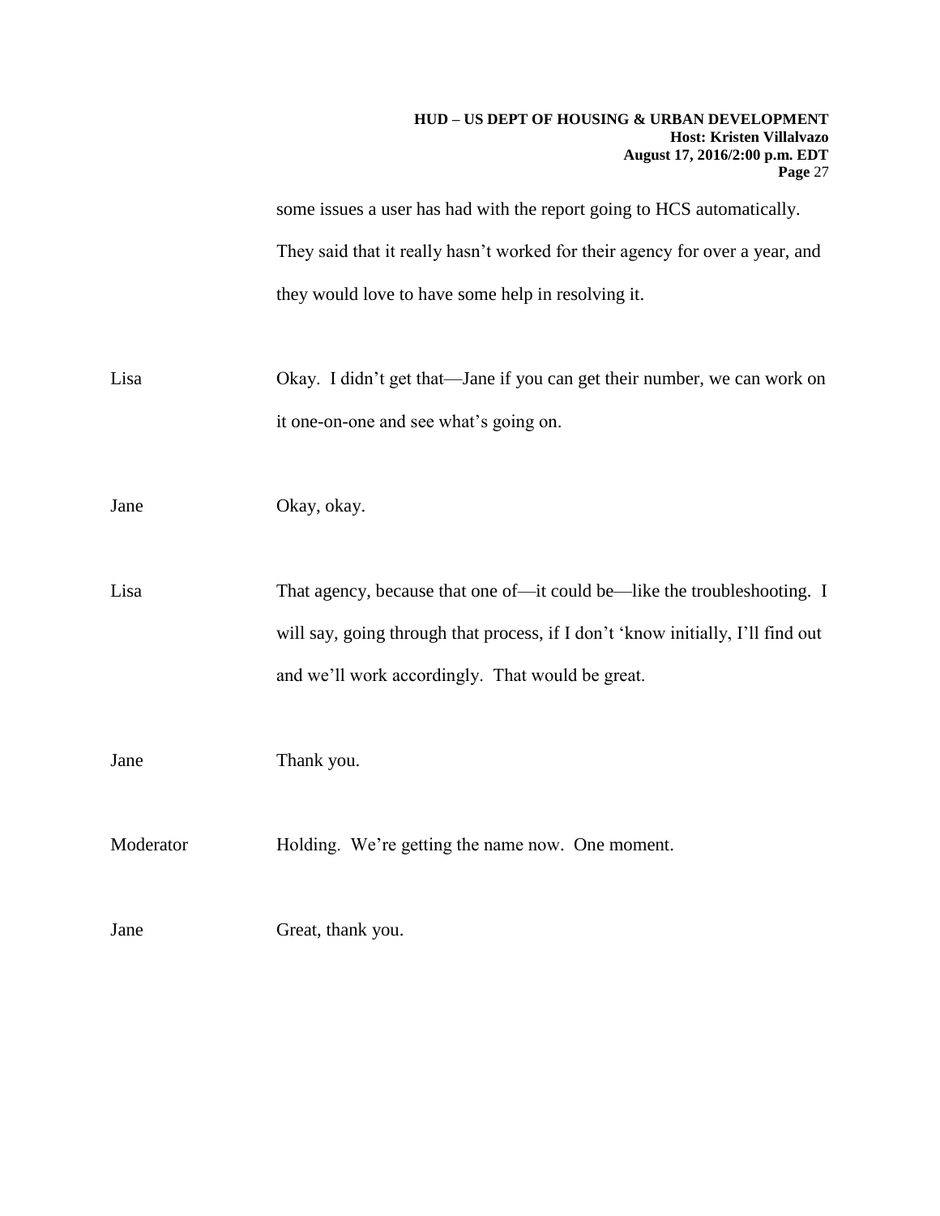some issues a user has had with the report going to HCS automatically. They said that it really hasn't worked for their agency for over a year, and they would love to have some help in resolving it.

Lisa Okay. I didn't get that—Jane if you can get their number, we can work on it one-on-one and see what's going on.

Jane Okay, okay.

Lisa That agency, because that one of—it could be—like the troubleshooting. I will say, going through that process, if I don't 'know initially, I'll find out and we'll work accordingly. That would be great.

Jane Thank you.

Moderator Holding. We're getting the name now. One moment.

Jane Great, thank you.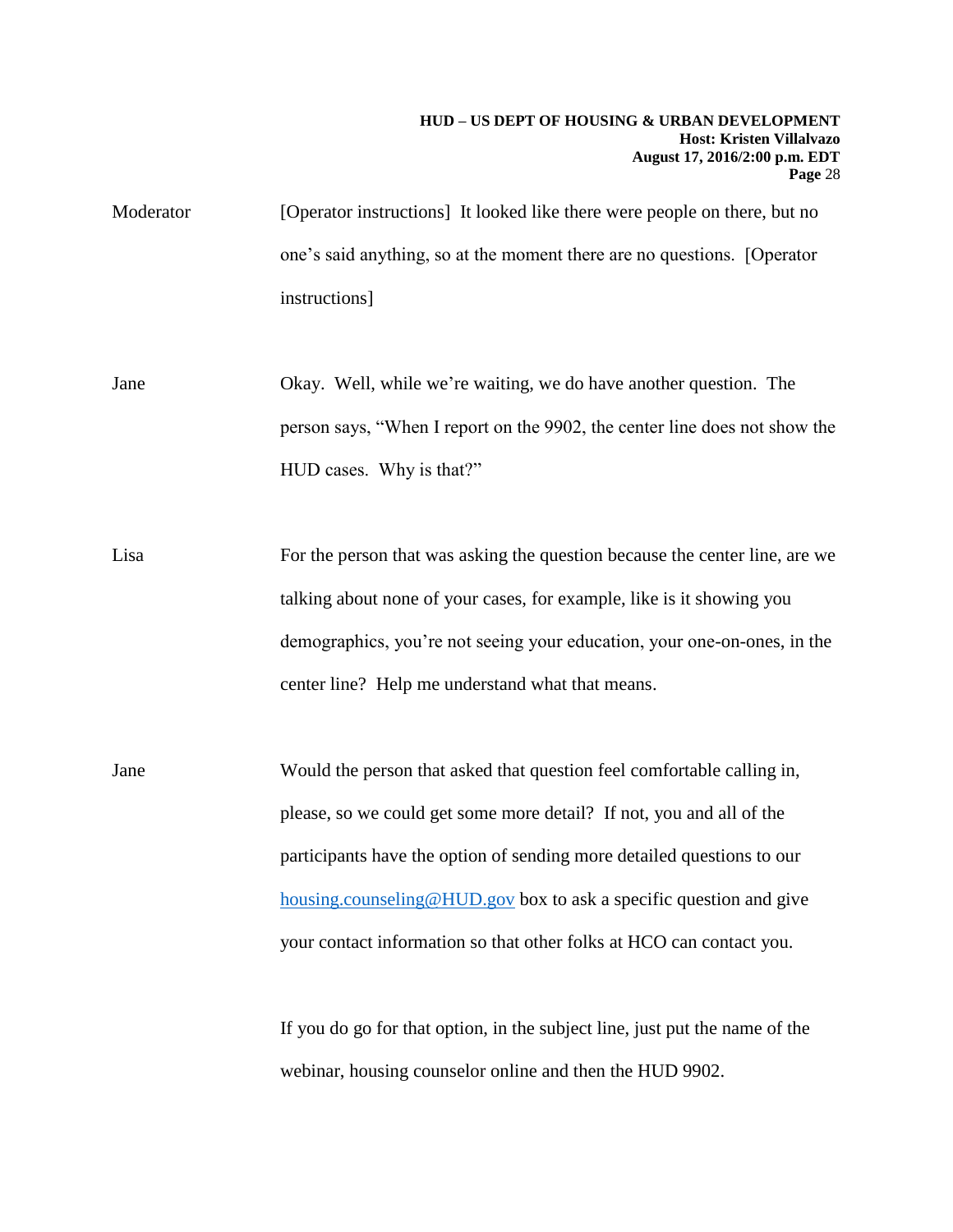Moderator [Operator instructions] It looked like there were people on there, but no one's said anything, so at the moment there are no questions. [Operator instructions]

Jane Okay. Well, while we're waiting, we do have another question. The person says, "When I report on the 9902, the center line does not show the HUD cases. Why is that?"

Lisa For the person that was asking the question because the center line, are we talking about none of your cases, for example, like is it showing you demographics, you're not seeing your education, your one-on-ones, in the center line? Help me understand what that means.

Jane Would the person that asked that question feel comfortable calling in, please, so we could get some more detail? If not, you and all of the participants have the option of sending more detailed questions to our [housing.counseling@HUD.gov](mailto:housing.counseling@HUD.gov) box to ask a specific question and give your contact information so that other folks at HCO can contact you.

If you do go for that option, in the subject line, just put the name of the webinar, housing counselor online and then the HUD 9902.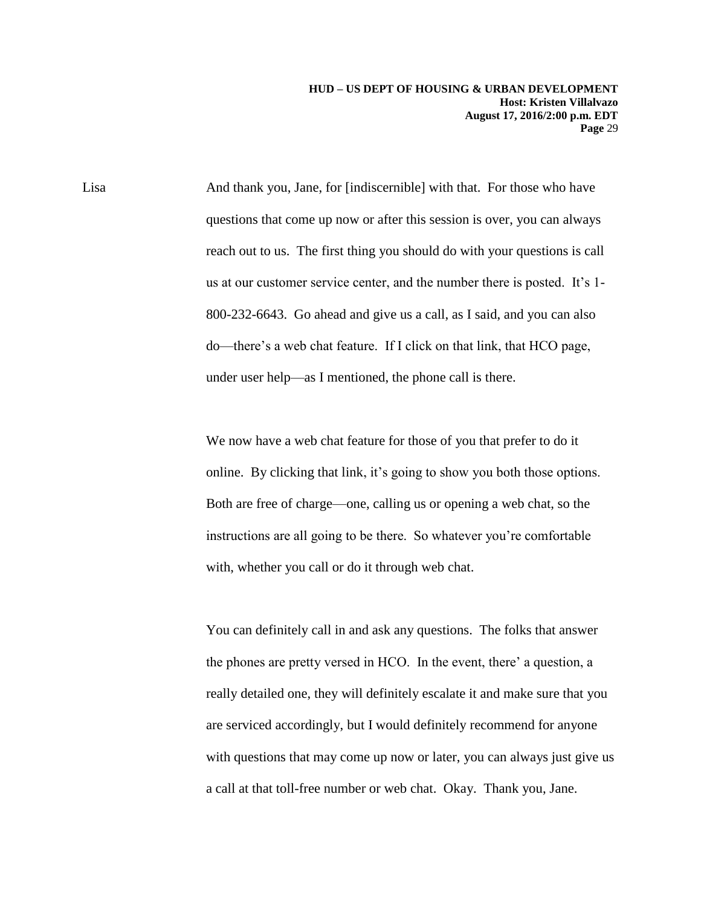Lisa And thank you, Jane, for [indiscernible] with that. For those who have questions that come up now or after this session is over, you can always reach out to us. The first thing you should do with your questions is call us at our customer service center, and the number there is posted. It's 1-800-232-6643. Go ahead and give us a call, as I said, and you can also do—there's a web chat feature. If I click on that link, that HCO page, under user help—as I mentioned, the phone call is there.

We now have a web chat feature for those of you that prefer to do it online. By clicking that link, it's going to show you both those options. Both are free of charge—one, calling us or opening a web chat, so the instructions are all going to be there. So whatever you're comfortable with, whether you call or do it through web chat.

You can definitely call in and ask any questions. The folks that answer the phones are pretty versed in HCO. In the event, there' a question, a really detailed one, they will definitely escalate it and make sure that you are serviced accordingly, but I would definitely recommend for anyone with questions that may come up now or later, you can always just give us a call at that toll-free number or web chat. Okay. Thank you, Jane.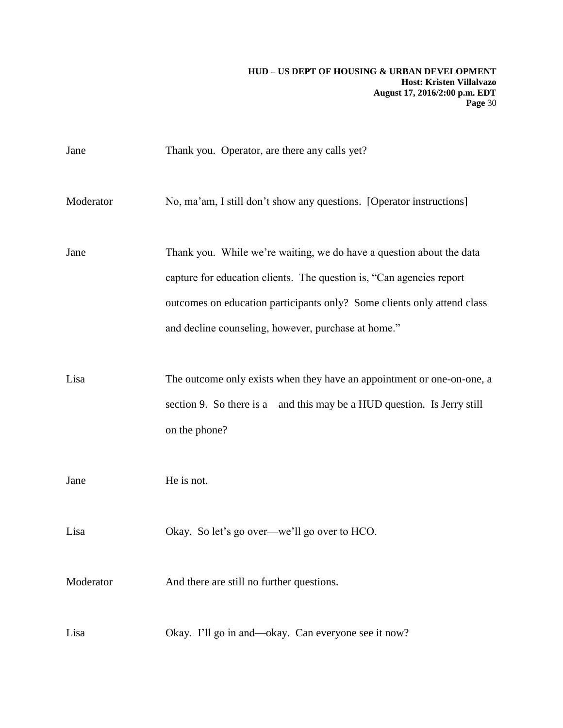Jane Thank you. Operator, are there any calls yet?

Moderator No, ma'am, I still don't show any questions. [Operator instructions]

Jane Thank you. While we're waiting, we do have a question about the data capture for education clients. The question is, "Can agencies report outcomes on education participants only? Some clients only attend class and decline counseling, however, purchase at home."

Lisa The outcome only exists when they have an appointment or one-on-one, a section 9. So there is a—and this may be a HUD question. Is Jerry still on the phone?

Jane He is not.

Lisa Okay. So let's go over—we'll go over to HCO.

Moderator And there are still no further questions.

Lisa Okay. I'll go in and—okay. Can everyone see it now?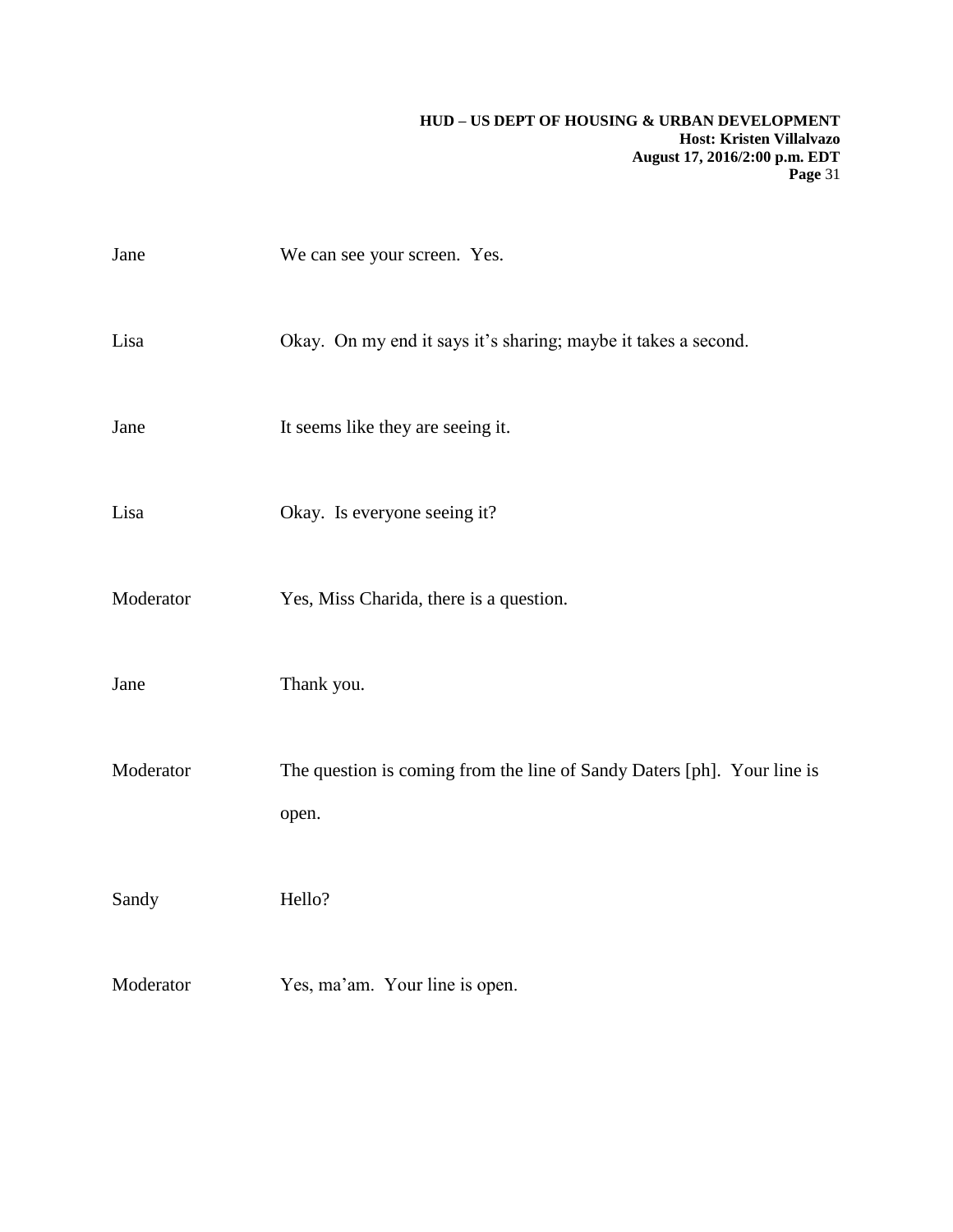Jane We can see your screen. Yes.

Lisa Okay. On my end it says it's sharing; maybe it takes a second.

Jane It seems like they are seeing it.

Lisa Okay. Is everyone seeing it?

Moderator Yes, Miss Charida, there is a question.

Jane Thank you.

Moderator The question is coming from the line of Sandy Daters [ph]. Your line is open.

Sandy Hello?

Moderator Yes, ma'am. Your line is open.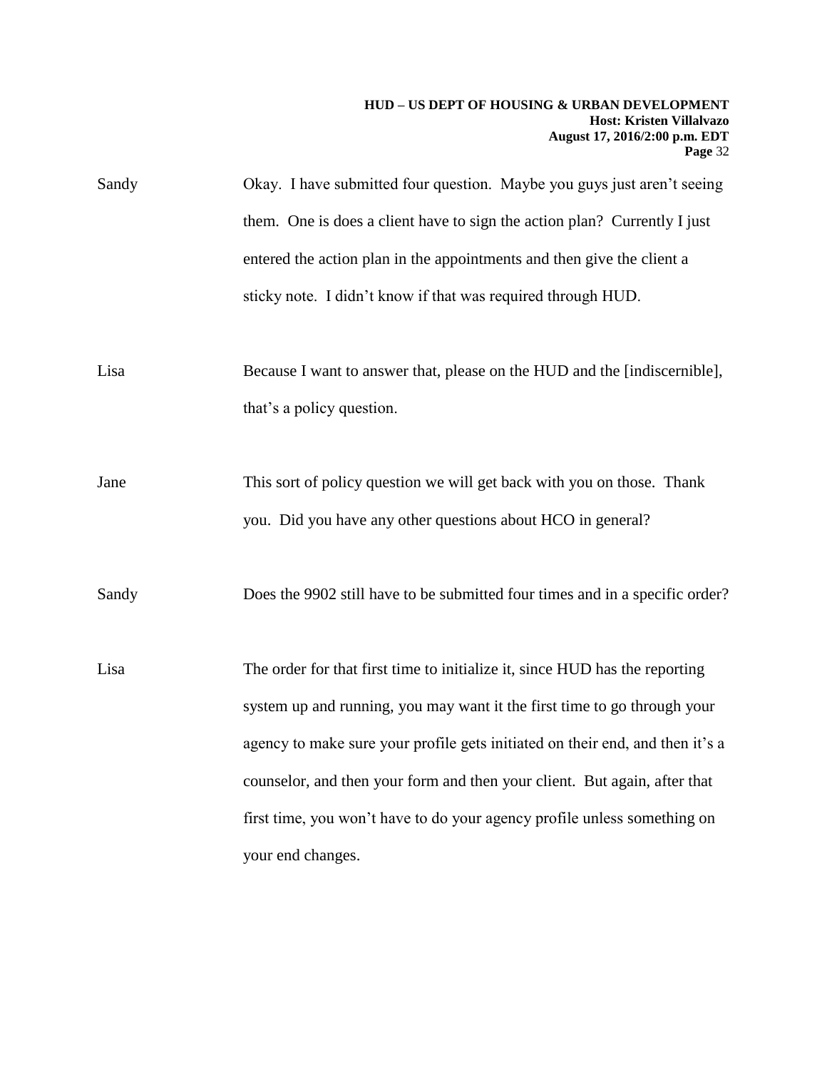Sandy Okay. I have submitted four question. Maybe you guys just aren't seeing them. One is does a client have to sign the action plan? Currently I just entered the action plan in the appointments and then give the client a sticky note. I didn't know if that was required through HUD.

Lisa Because I want to answer that, please on the HUD and the [indiscernible], that's a policy question.

Jane This sort of policy question we will get back with you on those. Thank you. Did you have any other questions about HCO in general?

Sandy Does the 9902 still have to be submitted four times and in a specific order?

Lisa The order for that first time to initialize it, since HUD has the reporting system up and running, you may want it the first time to go through your agency to make sure your profile gets initiated on their end, and then it's a counselor, and then your form and then your client. But again, after that first time, you won't have to do your agency profile unless something on your end changes.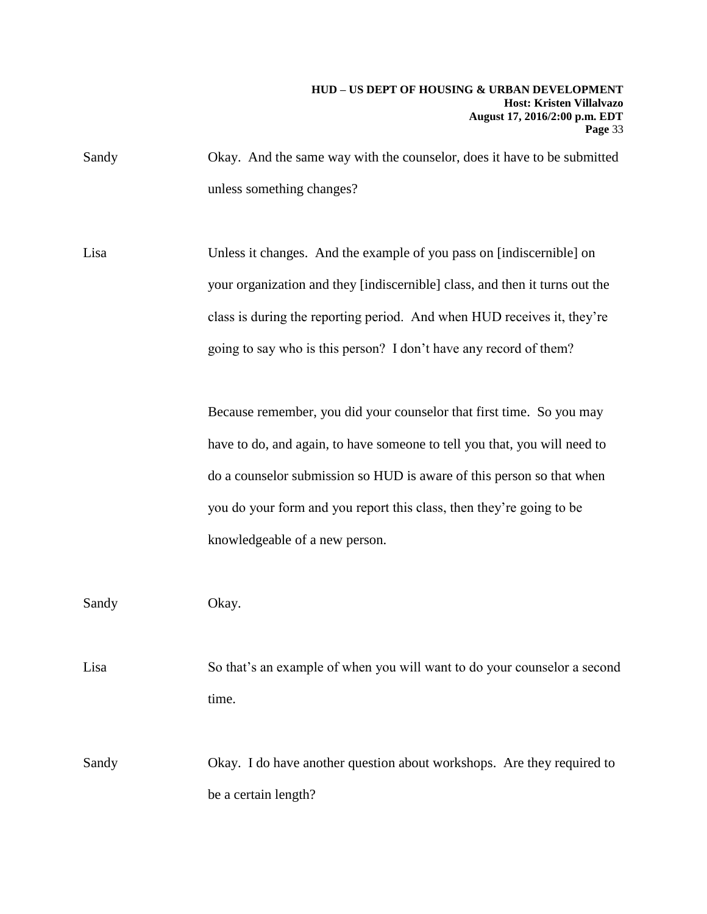Sandy Okay. And the same way with the counselor, does it have to be submitted unless something changes?

Lisa Unless it changes. And the example of you pass on [indiscernible] on your organization and they [indiscernible] class, and then it turns out the class is during the reporting period. And when HUD receives it, they're going to say who is this person? I don't have any record of them?

Because remember, you did your counselor that first time. So you may have to do, and again, to have someone to tell you that, you will need to do a counselor submission so HUD is aware of this person so that when you do your form and you report this class, then they're going to be knowledgeable of a new person.

Sandy Okay.

Lisa So that's an example of when you will want to do your counselor a second time.

Sandy Okay. I do have another question about workshops. Are they required to be a certain length?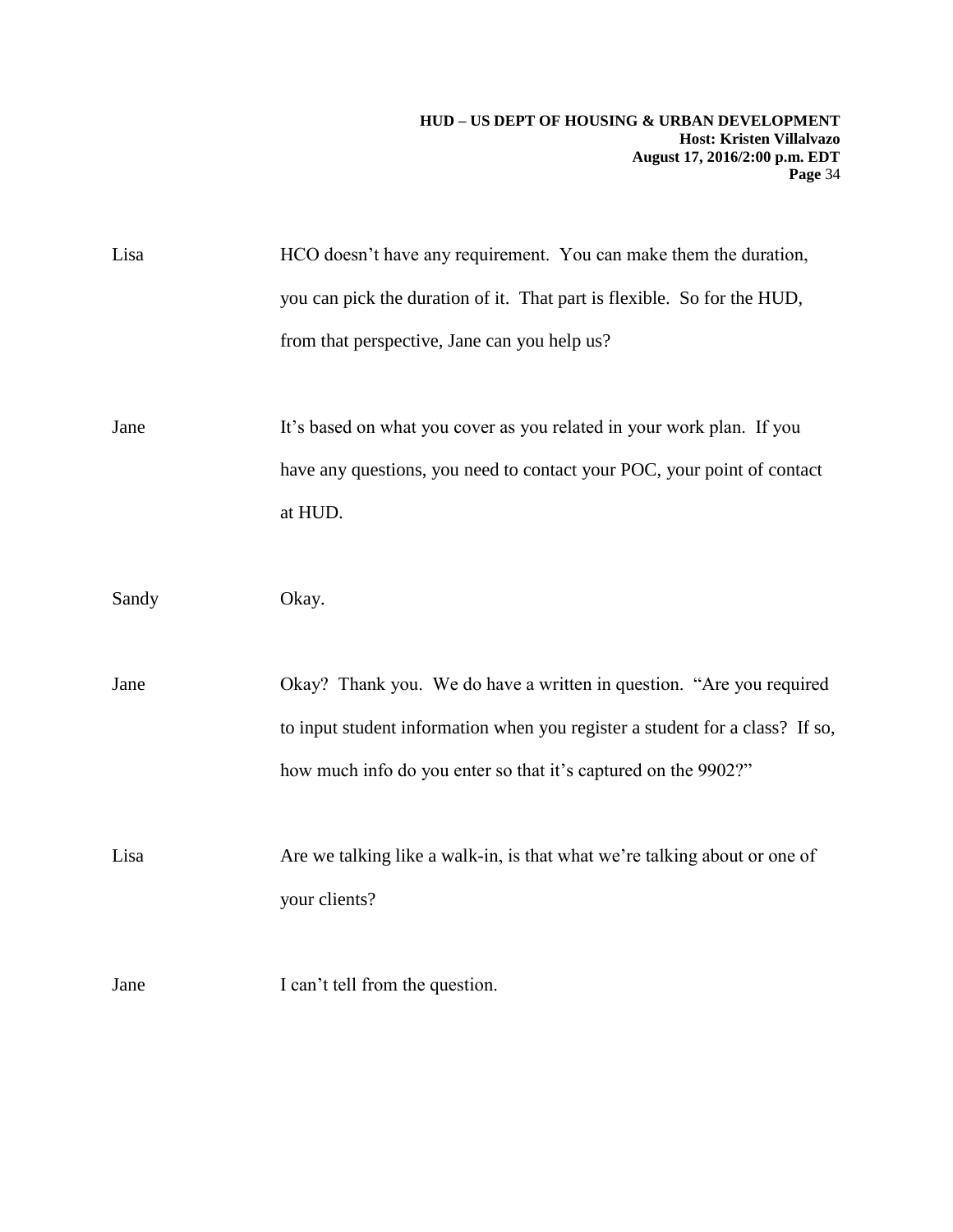Lisa HCO doesn't have any requirement. You can make them the duration, you can pick the duration of it. That part is flexible. So for the HUD, from that perspective, Jane can you help us?

Jane It's based on what you cover as you related in your work plan. If you have any questions, you need to contact your POC, your point of contact at HUD.

Sandy Okay.

Jane Okay? Thank you. We do have a written in question. "Are you required to input student information when you register a student for a class? If so, how much info do you enter so that it's captured on the 9902?"

Lisa Are we talking like a walk-in, is that what we're talking about or one of your clients?

Jane I can't tell from the question.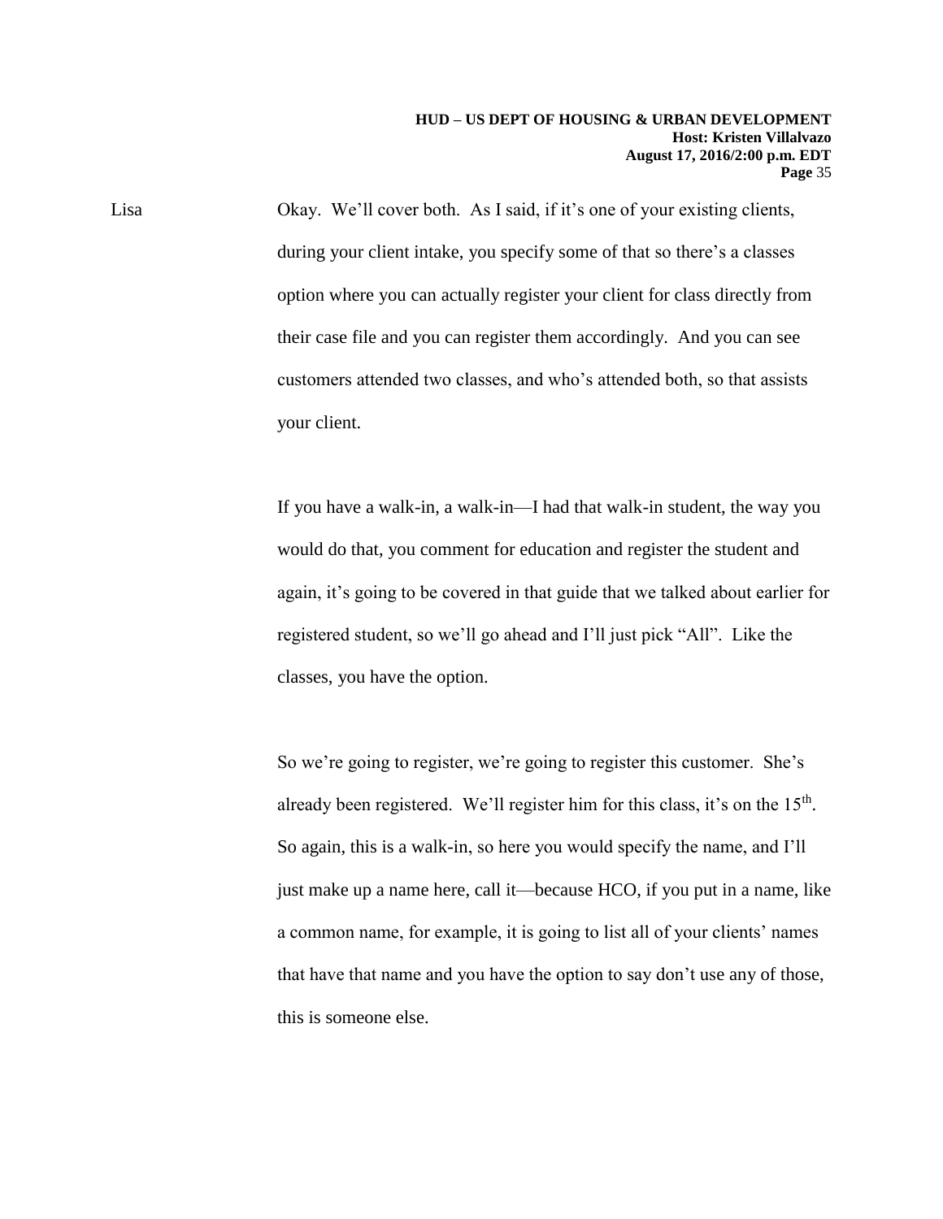Lisa Okay. We'll cover both. As I said, if it's one of your existing clients, during your client intake, you specify some of that so there's a classes option where you can actually register your client for class directly from their case file and you can register them accordingly. And you can see customers attended two classes, and who's attended both, so that assists your client.

If you have a walk-in, a walk-in—I had that walk-in student, the way you would do that, you comment for education and register the student and again, it's going to be covered in that guide that we talked about earlier for registered student, so we'll go ahead and I'll just pick "All". Like the classes, you have the option.

So we're going to register, we're going to register this customer. She's already been registered. We'll register him for this class, it's on the 15th. So again, this is a walk-in, so here you would specify the name, and I'll just make up a name here, call it—because HCO, if you put in a name, like a common name, for example, it is going to list all of your clients' names that have that name and you have the option to say don't use any of those, this is someone else.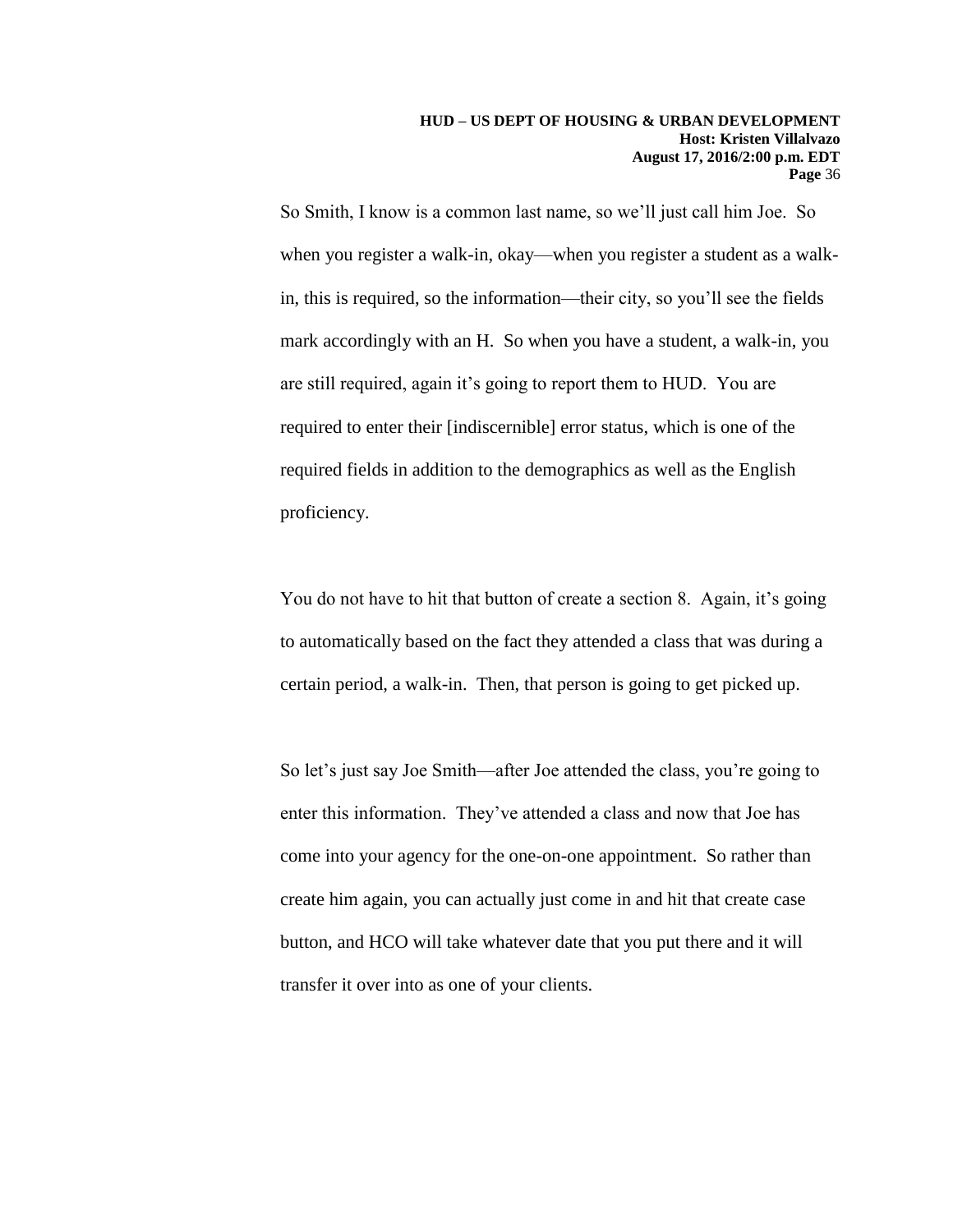So Smith, I know is a common last name, so we'll just call him Joe. So when you register a walk-in, okay—when you register a student as a walk-in, this is required, so the information—their city, so you'll see the fields mark accordingly with an H. So when you have a student, a walk-in, you are still required, again it's going to report them to HUD. You are required to enter their [indiscernible] error status, which is one of the required fields in addition to the demographics as well as the English proficiency.

You do not have to hit that button of create a section 8. Again, it's going to automatically based on the fact they attended a class that was during a certain period, a walk-in. Then, that person is going to get picked up.

So let's just say Joe Smith—after Joe attended the class, you're going to enter this information. They've attended a class and now that Joe has come into your agency for the one-on-one appointment. So rather than create him again, you can actually just come in and hit that create case button, and HCO will take whatever date that you put there and it will transfer it over into as one of your clients.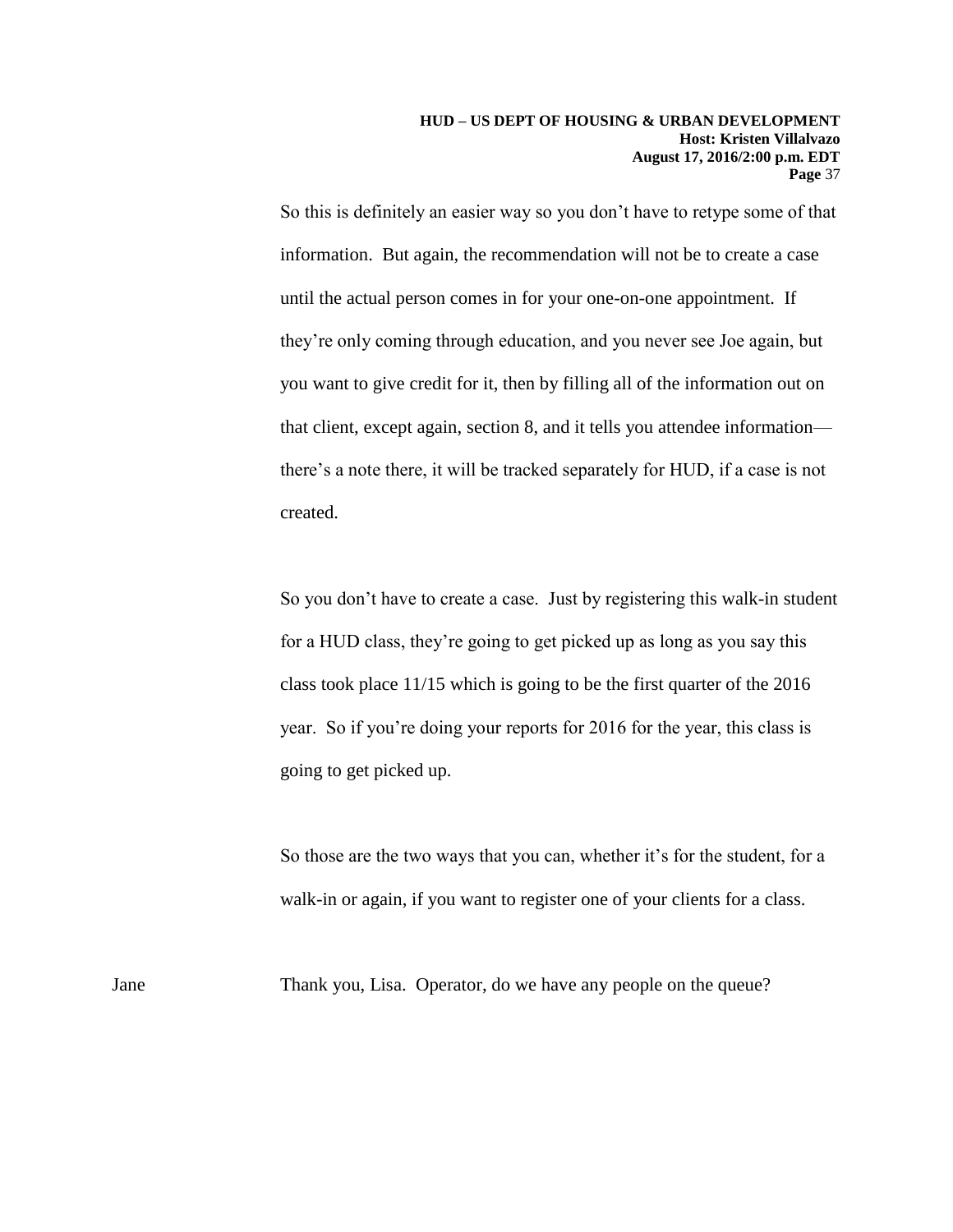So this is definitely an easier way so you don't have to retype some of that information. But again, the recommendation will not be to create a case until the actual person comes in for your one-on-one appointment. If they're only coming through education, and you never see Joe again, but you want to give credit for it, then by filling all of the information out on that client, except again, section 8, and it tells you attendee information—there's a note there, it will be tracked separately for HUD, if a case is not created.

So you don't have to create a case. Just by registering this walk-in student for a HUD class, they're going to get picked up as long as you say this class took place 11/15 which is going to be the first quarter of the 2016 year. So if you're doing your reports for 2016 for the year, this class is going to get picked up.

So those are the two ways that you can, whether it's for the student, for a walk-in or again, if you want to register one of your clients for a class.

Jane Thank you, Lisa. Operator, do we have any people on the queue?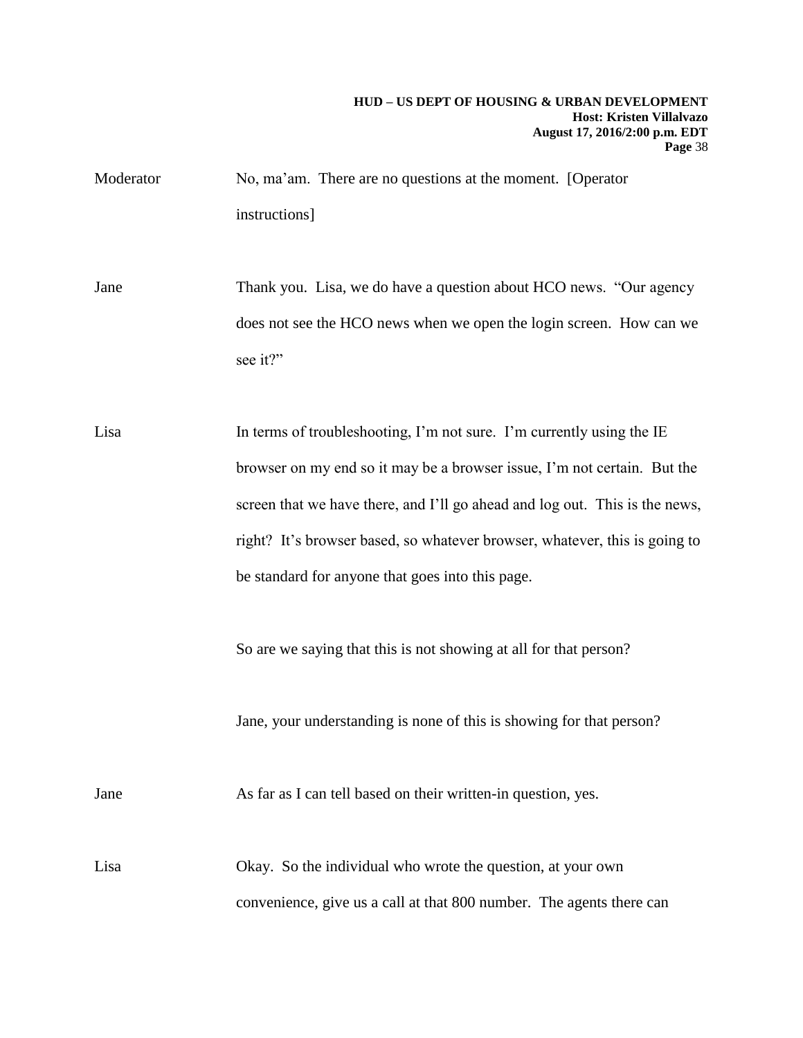Moderator No, ma'am. There are no questions at the moment. [Operator instructions]

Jane Thank you. Lisa, we do have a question about HCO news. "Our agency does not see the HCO news when we open the login screen. How can we see it?"

Lisa In terms of troubleshooting, I'm not sure. I'm currently using the IE browser on my end so it may be a browser issue, I'm not certain. But the screen that we have there, and I'll go ahead and log out. This is the news, right? It's browser based, so whatever browser, whatever, this is going to be standard for anyone that goes into this page.

So are we saying that this is not showing at all for that person?

Jane, your understanding is none of this is showing for that person?

Jane As far as I can tell based on their written-in question, yes.

Lisa Okay. So the individual who wrote the question, at your own convenience, give us a call at that 800 number. The agents there can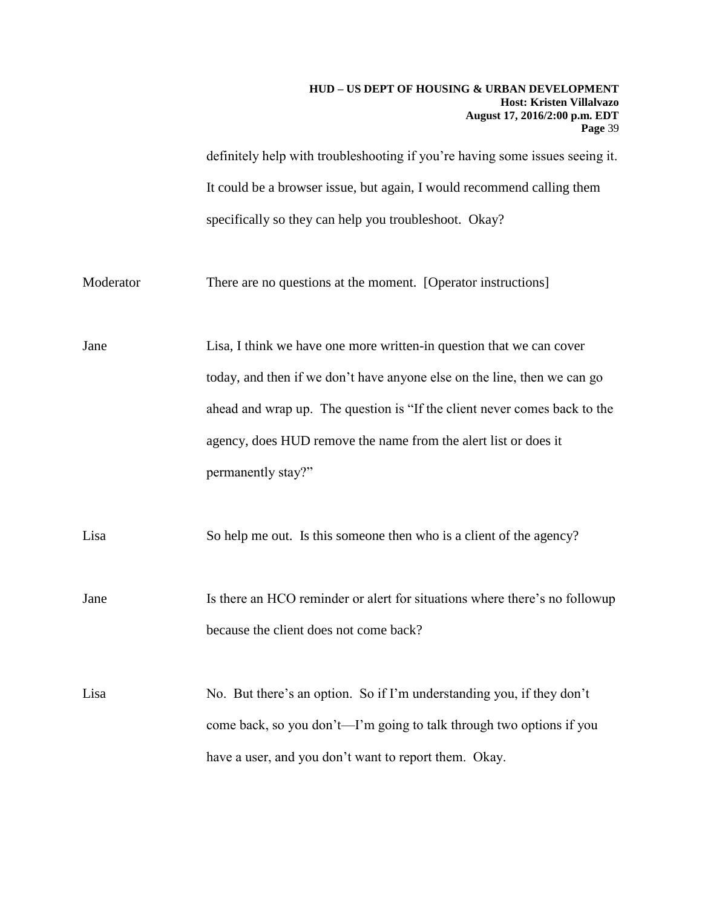definitely help with troubleshooting if you're having some issues seeing it. It could be a browser issue, but again, I would recommend calling them specifically so they can help you troubleshoot. Okay?

Moderator There are no questions at the moment. [Operator instructions]

Jane Lisa, I think we have one more written-in question that we can cover today, and then if we don't have anyone else on the line, then we can go ahead and wrap up. The question is "If the client never comes back to the agency, does HUD remove the name from the alert list or does it permanently stay?"

Lisa So help me out. Is this someone then who is a client of the agency?

Jane Is there an HCO reminder or alert for situations where there's no followup because the client does not come back?

Lisa No. But there's an option. So if I'm understanding you, if they don't come back, so you don't—I'm going to talk through two options if you have a user, and you don't want to report them. Okay.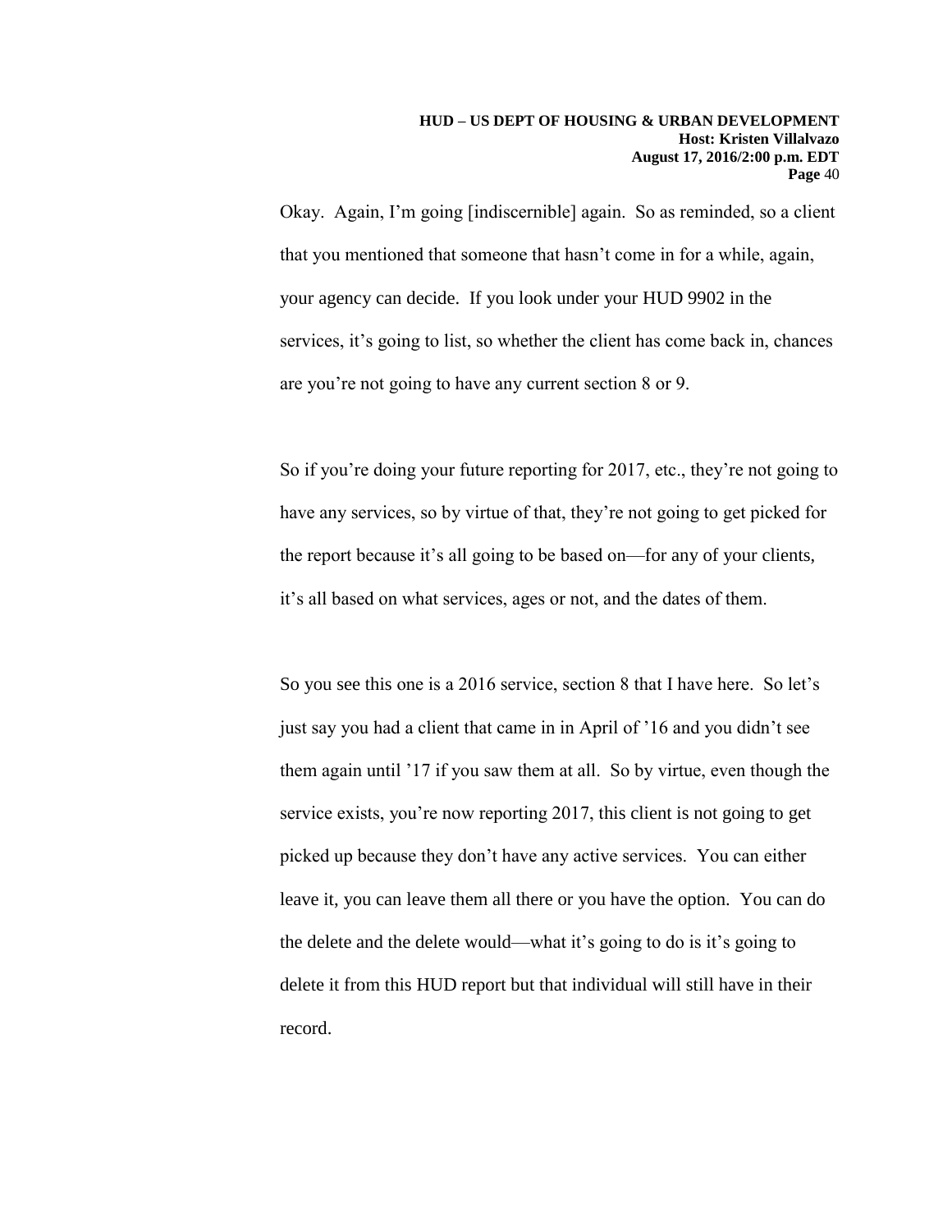Okay. Again, I'm going [indiscernible] again. So as reminded, so a client that you mentioned that someone that hasn't come in for a while, again, your agency can decide. If you look under your HUD 9902 in the services, it's going to list, so whether the client has come back in, chances are you're not going to have any current section 8 or 9.

So if you're doing your future reporting for 2017, etc., they're not going to have any services, so by virtue of that, they're not going to get picked for the report because it's all going to be based on—for any of your clients, it's all based on what services, ages or not, and the dates of them.

So you see this one is a 2016 service, section 8 that I have here. So let's just say you had a client that came in in April of '16 and you didn't see them again until '17 if you saw them at all. So by virtue, even though the service exists, you're now reporting 2017, this client is not going to get picked up because they don't have any active services. You can either leave it, you can leave them all there or you have the option. You can do the delete and the delete would—what it's going to do is it's going to delete it from this HUD report but that individual will still have in their record.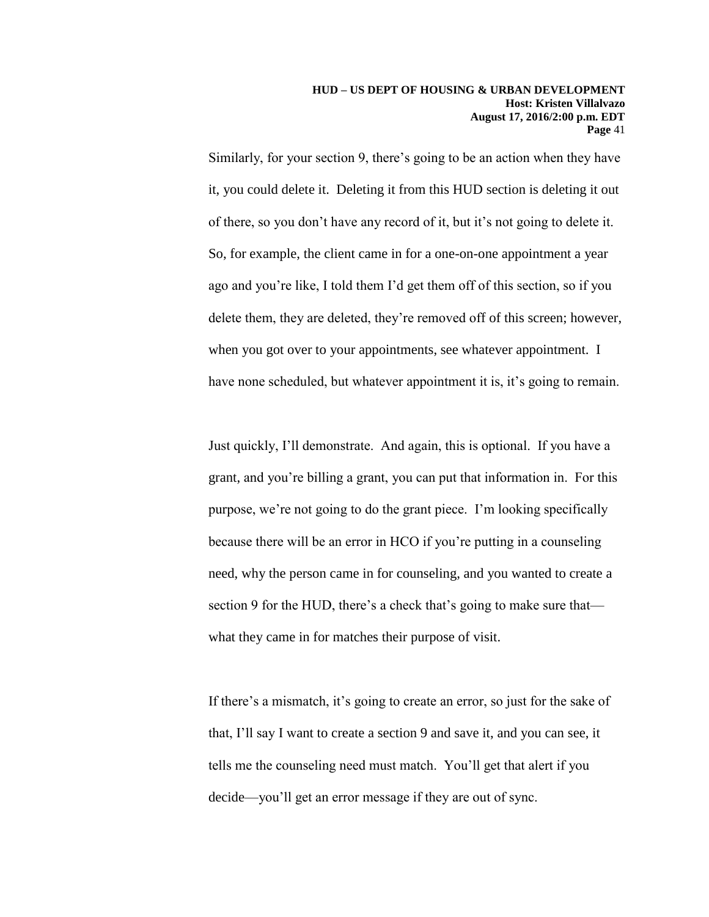Similarly, for your section 9, there’s going to be an action when they have it, you could delete it. Deleting it from this HUD section is deleting it out of there, so you don’t have any record of it, but it’s not going to delete it. So, for example, the client came in for a one-on-one appointment a year ago and you’re like, I told them I’d get them off of this section, so if you delete them, they are deleted, they’re removed off of this screen; however, when you got over to your appointments, see whatever appointment. I have none scheduled, but whatever appointment it is, it’s going to remain.

Just quickly, I’ll demonstrate. And again, this is optional. If you have a grant, and you’re billing a grant, you can put that information in. For this purpose, we’re not going to do the grant piece. I’m looking specifically because there will be an error in HCO if you’re putting in a counseling need, why the person came in for counseling, and you wanted to create a section 9 for the HUD, there’s a check that’s going to make sure that—what they came in for matches their purpose of visit.

If there’s a mismatch, it’s going to create an error, so just for the sake of that, I’ll say I want to create a section 9 and save it, and you can see, it tells me the counseling need must match. You’ll get that alert if you decide—you’ll get an error message if they are out of sync.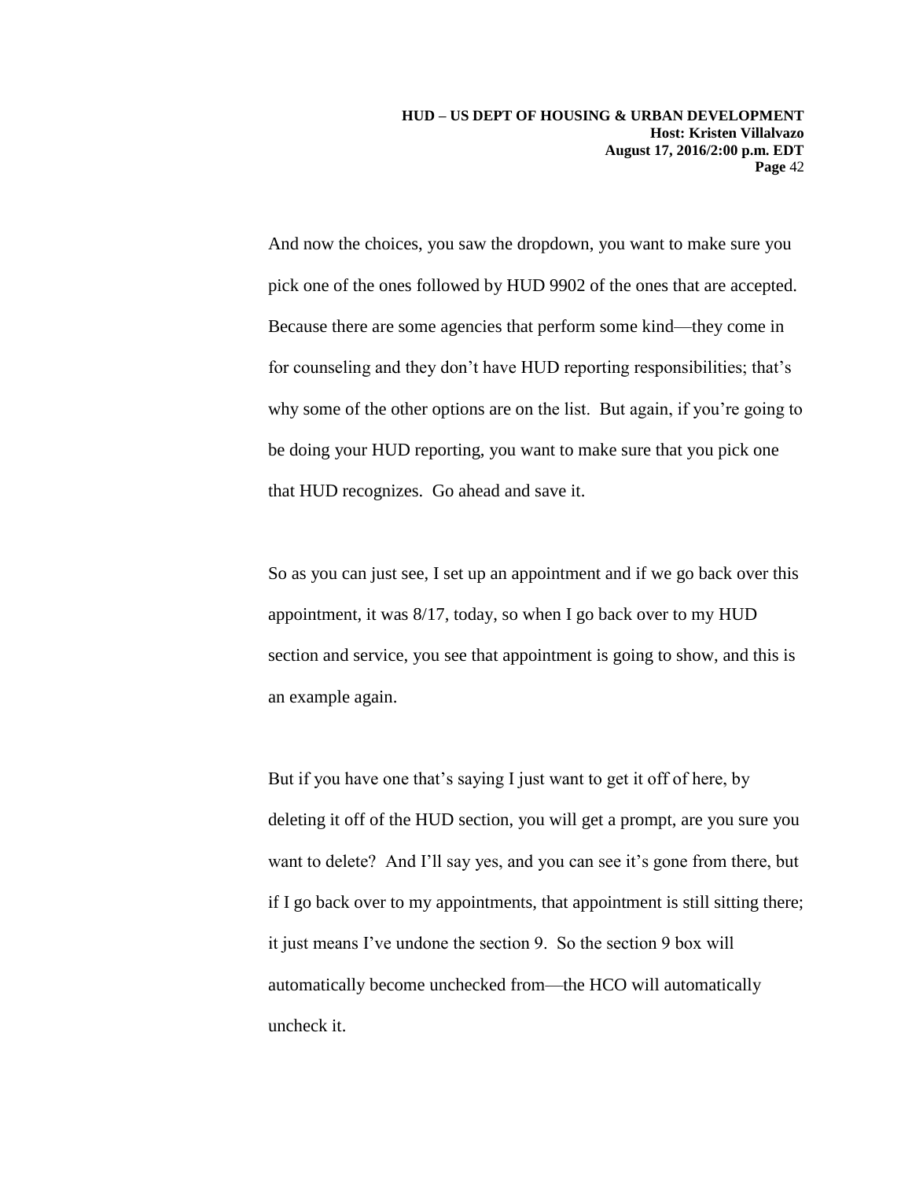And now the choices, you saw the dropdown, you want to make sure you pick one of the ones followed by HUD 9902 of the ones that are accepted. Because there are some agencies that perform some kind—they come in for counseling and they don't have HUD reporting responsibilities; that's why some of the other options are on the list. But again, if you're going to be doing your HUD reporting, you want to make sure that you pick one that HUD recognizes. Go ahead and save it.

So as you can just see, I set up an appointment and if we go back over this appointment, it was 8/17, today, so when I go back over to my HUD section and service, you see that appointment is going to show, and this is an example again.

But if you have one that's saying I just want to get it off of here, by deleting it off of the HUD section, you will get a prompt, are you sure you want to delete? And I'll say yes, and you can see it's gone from there, but if I go back over to my appointments, that appointment is still sitting there; it just means I've undone the section 9. So the section 9 box will automatically become unchecked from—the HCO will automatically uncheck it.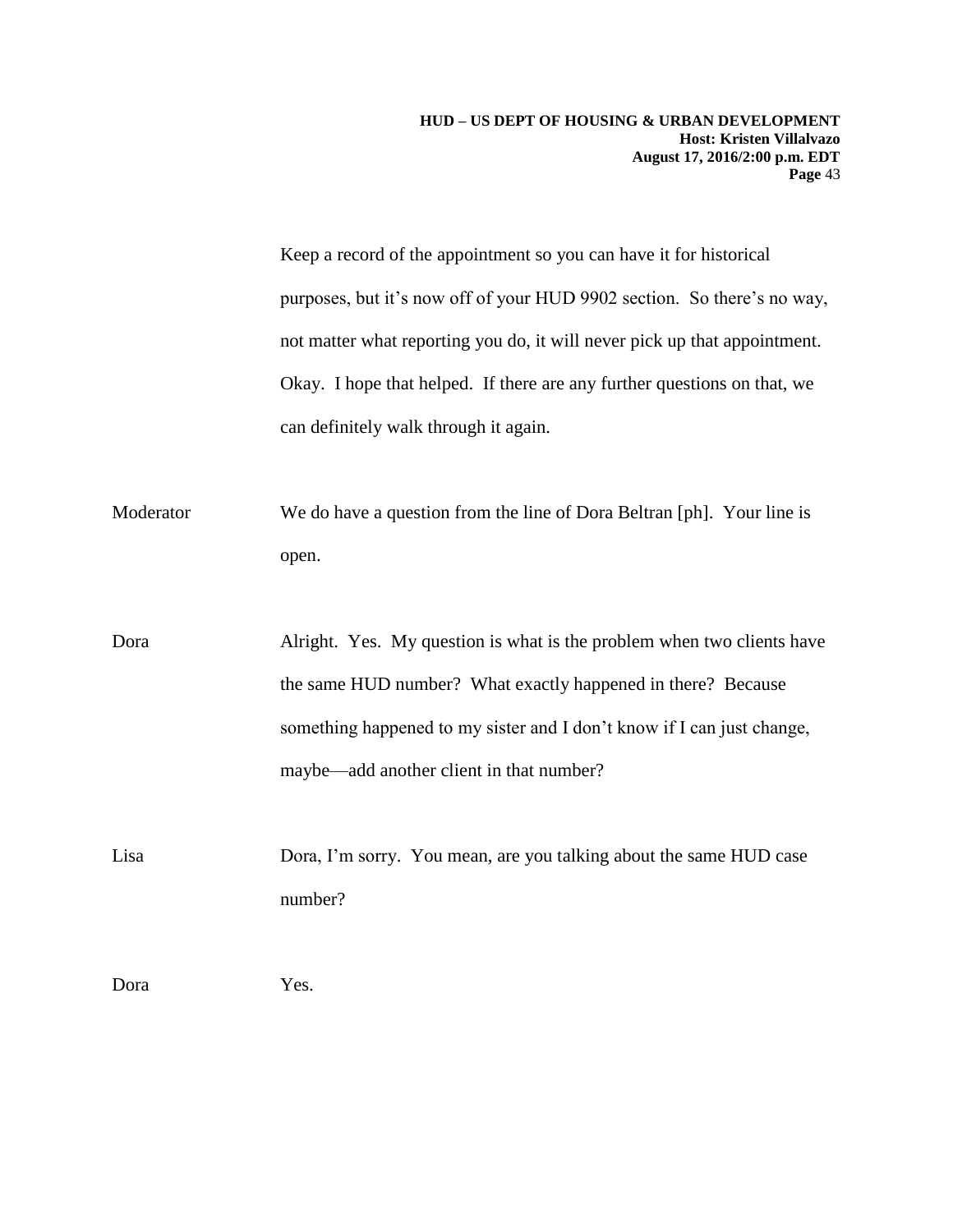Keep a record of the appointment so you can have it for historical purposes, but it's now off of your HUD 9902 section. So there's no way, not matter what reporting you do, it will never pick up that appointment. Okay. I hope that helped. If there are any further questions on that, we can definitely walk through it again.

Moderator We do have a question from the line of Dora Beltran [ph]. Your line is open.

Dora Alright. Yes. My question is what is the problem when two clients have the same HUD number? What exactly happened in there? Because something happened to my sister and I don't know if I can just change, maybe—add another client in that number?

Lisa Dora, I'm sorry. You mean, are you talking about the same HUD case number?

Dora Yes.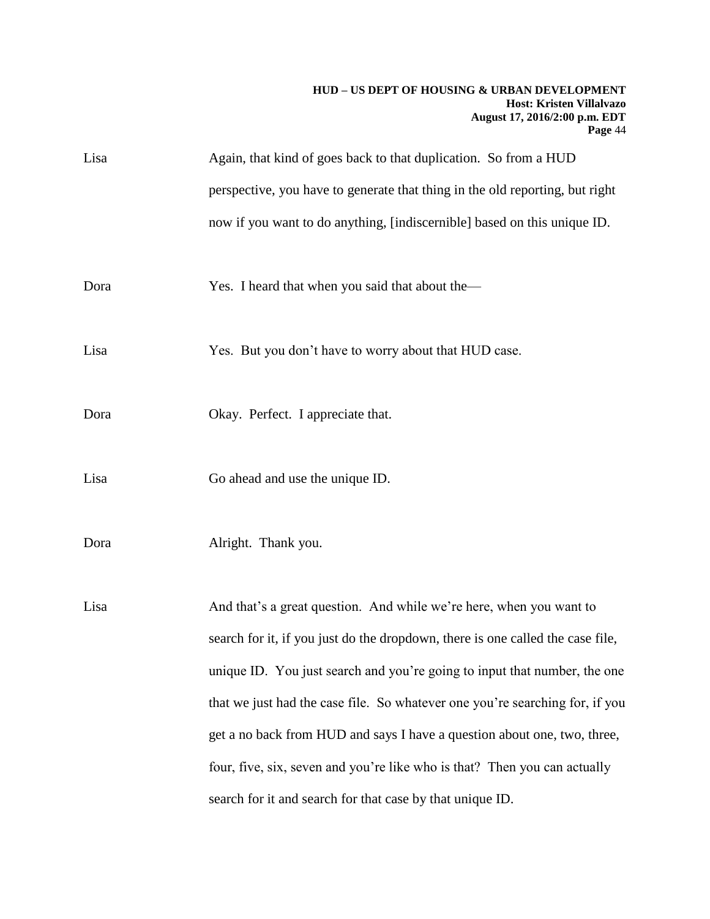Lisa Again, that kind of goes back to that duplication. So from a HUD perspective, you have to generate that thing in the old reporting, but right now if you want to do anything, [indiscernible] based on this unique ID.

Dora Yes. I heard that when you said that about the—

Lisa Yes. But you don't have to worry about that HUD case.

Dora Okay. Perfect. I appreciate that.

Lisa Go ahead and use the unique ID.

Dora Alright. Thank you.

Lisa And that's a great question. And while we're here, when you want to search for it, if you just do the dropdown, there is one called the case file, unique ID. You just search and you're going to input that number, the one that we just had the case file. So whatever one you're searching for, if you get a no back from HUD and says I have a question about one, two, three, four, five, six, seven and you're like who is that? Then you can actually search for it and search for that case by that unique ID.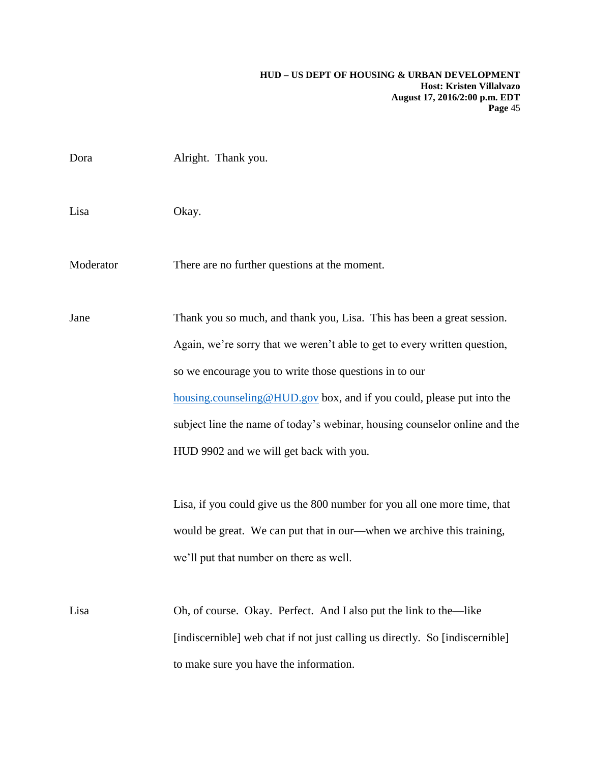Dora		Alright. Thank you.

Lisa		Okay.

Moderator	There are no further questions at the moment.

Jane		Thank you so much, and thank you, Lisa. This has been a great session. Again, we're sorry that we weren't able to get to every written question, so we encourage you to write those questions in to our housing.counseling@HUD.gov box, and if you could, please put into the subject line the name of today's webinar, housing counselor online and the HUD 9902 and we will get back with you.

Lisa, if you could give us the 800 number for you all one more time, that would be great. We can put that in our—when we archive this training, we'll put that number on there as well.

Lisa		Oh, of course. Okay. Perfect. And I also put the link to the—like [indiscernible] web chat if not just calling us directly. So [indiscernible] to make sure you have the information.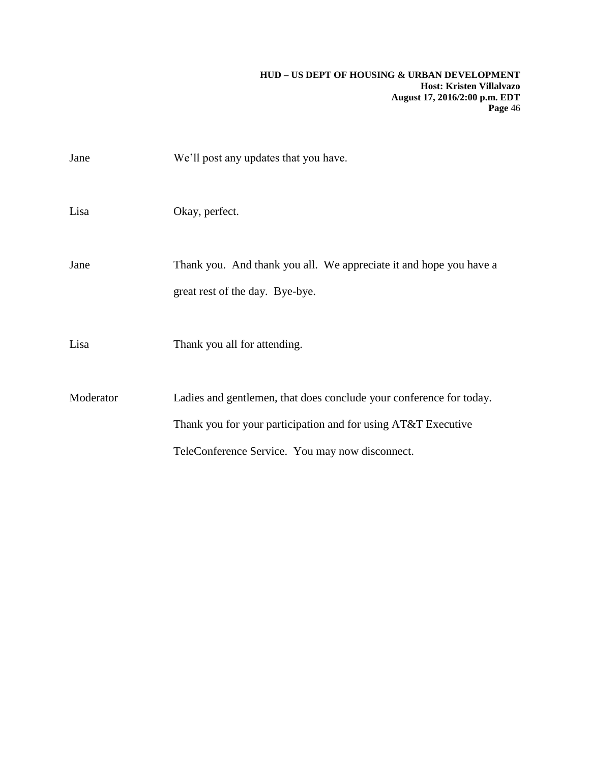Jane We'll post any updates that you have.

Lisa Okay, perfect.

Jane Thank you. And thank you all. We appreciate it and hope you have a great rest of the day. Bye-bye.

Lisa Thank you all for attending.

Moderator Ladies and gentlemen, that does conclude your conference for today. Thank you for your participation and for using AT&T Executive TeleConference Service. You may now disconnect.